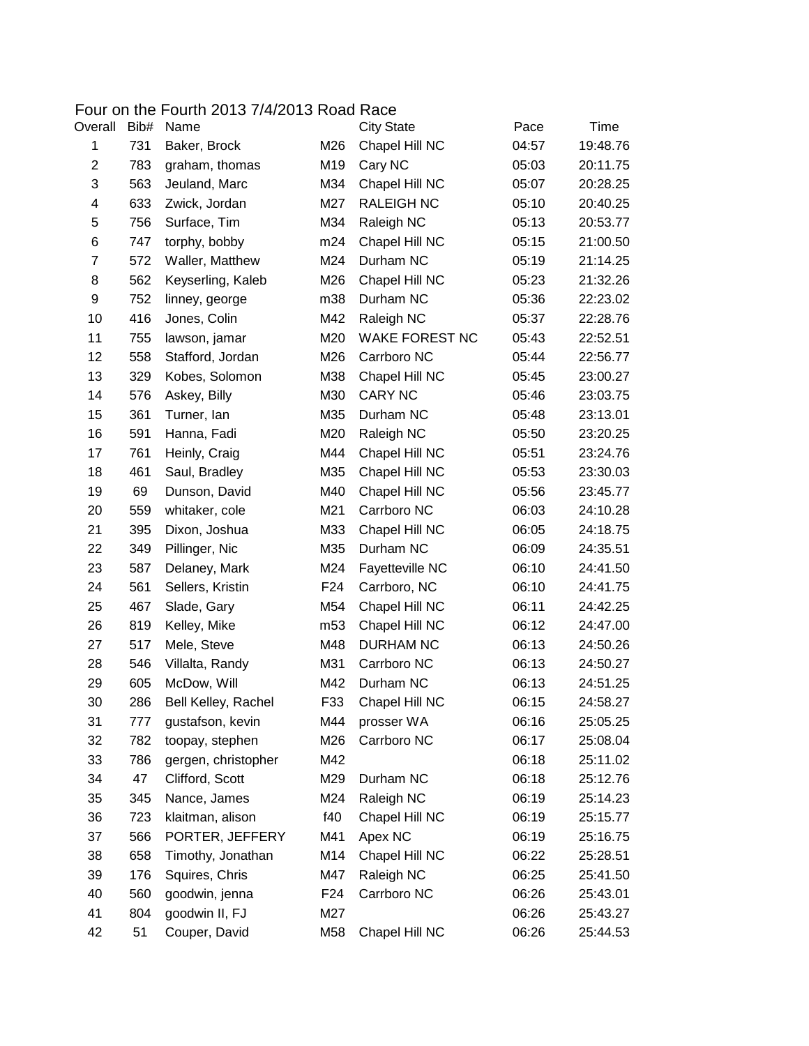# Four on the Fourth 2013 7/4/2013 Road Race

| Overall | Bib# | Name | | City State | Pace | Time |
|---|---|---|---|---|---|---|
| 1 | 731 | Baker, Brock | M26 | Chapel Hill NC | 04:57 | 19:48.76 |
| 2 | 783 | graham, thomas | M19 | Cary NC | 05:03 | 20:11.75 |
| 3 | 563 | Jeuland, Marc | M34 | Chapel Hill NC | 05:07 | 20:28.25 |
| 4 | 633 | Zwick, Jordan | M27 | RALEIGH NC | 05:10 | 20:40.25 |
| 5 | 756 | Surface, Tim | M34 | Raleigh NC | 05:13 | 20:53.77 |
| 6 | 747 | torphy, bobby | m24 | Chapel Hill NC | 05:15 | 21:00.50 |
| 7 | 572 | Waller, Matthew | M24 | Durham NC | 05:19 | 21:14.25 |
| 8 | 562 | Keyserling, Kaleb | M26 | Chapel Hill NC | 05:23 | 21:32.26 |
| 9 | 752 | linney, george | m38 | Durham NC | 05:36 | 22:23.02 |
| 10 | 416 | Jones, Colin | M42 | Raleigh NC | 05:37 | 22:28.76 |
| 11 | 755 | lawson, jamar | M20 | WAKE FOREST NC | 05:43 | 22:52.51 |
| 12 | 558 | Stafford, Jordan | M26 | Carrboro NC | 05:44 | 22:56.77 |
| 13 | 329 | Kobes, Solomon | M38 | Chapel Hill NC | 05:45 | 23:00.27 |
| 14 | 576 | Askey, Billy | M30 | CARY NC | 05:46 | 23:03.75 |
| 15 | 361 | Turner, Ian | M35 | Durham NC | 05:48 | 23:13.01 |
| 16 | 591 | Hanna, Fadi | M20 | Raleigh NC | 05:50 | 23:20.25 |
| 17 | 761 | Heinly, Craig | M44 | Chapel Hill NC | 05:51 | 23:24.76 |
| 18 | 461 | Saul, Bradley | M35 | Chapel Hill NC | 05:53 | 23:30.03 |
| 19 | 69 | Dunson, David | M40 | Chapel Hill NC | 05:56 | 23:45.77 |
| 20 | 559 | whitaker, cole | M21 | Carrboro NC | 06:03 | 24:10.28 |
| 21 | 395 | Dixon, Joshua | M33 | Chapel Hill NC | 06:05 | 24:18.75 |
| 22 | 349 | Pillinger, Nic | M35 | Durham NC | 06:09 | 24:35.51 |
| 23 | 587 | Delaney, Mark | M24 | Fayetteville NC | 06:10 | 24:41.50 |
| 24 | 561 | Sellers, Kristin | F24 | Carrboro, NC | 06:10 | 24:41.75 |
| 25 | 467 | Slade, Gary | M54 | Chapel Hill NC | 06:11 | 24:42.25 |
| 26 | 819 | Kelley, Mike | m53 | Chapel Hill NC | 06:12 | 24:47.00 |
| 27 | 517 | Mele, Steve | M48 | DURHAM NC | 06:13 | 24:50.26 |
| 28 | 546 | Villalta, Randy | M31 | Carrboro NC | 06:13 | 24:50.27 |
| 29 | 605 | McDow, Will | M42 | Durham NC | 06:13 | 24:51.25 |
| 30 | 286 | Bell Kelley, Rachel | F33 | Chapel Hill NC | 06:15 | 24:58.27 |
| 31 | 777 | gustafson, kevin | M44 | prosser WA | 06:16 | 25:05.25 |
| 32 | 782 | toopay, stephen | M26 | Carrboro NC | 06:17 | 25:08.04 |
| 33 | 786 | gergen, christopher | M42 | | 06:18 | 25:11.02 |
| 34 | 47 | Clifford, Scott | M29 | Durham NC | 06:18 | 25:12.76 |
| 35 | 345 | Nance, James | M24 | Raleigh NC | 06:19 | 25:14.23 |
| 36 | 723 | klaitman, alison | f40 | Chapel Hill NC | 06:19 | 25:15.77 |
| 37 | 566 | PORTER, JEFFERY | M41 | Apex NC | 06:19 | 25:16.75 |
| 38 | 658 | Timothy, Jonathan | M14 | Chapel Hill NC | 06:22 | 25:28.51 |
| 39 | 176 | Squires, Chris | M47 | Raleigh NC | 06:25 | 25:41.50 |
| 40 | 560 | goodwin, jenna | F24 | Carrboro NC | 06:26 | 25:43.01 |
| 41 | 804 | goodwin II, FJ | M27 | | 06:26 | 25:43.27 |
| 42 | 51 | Couper, David | M58 | Chapel Hill NC | 06:26 | 25:44.53 |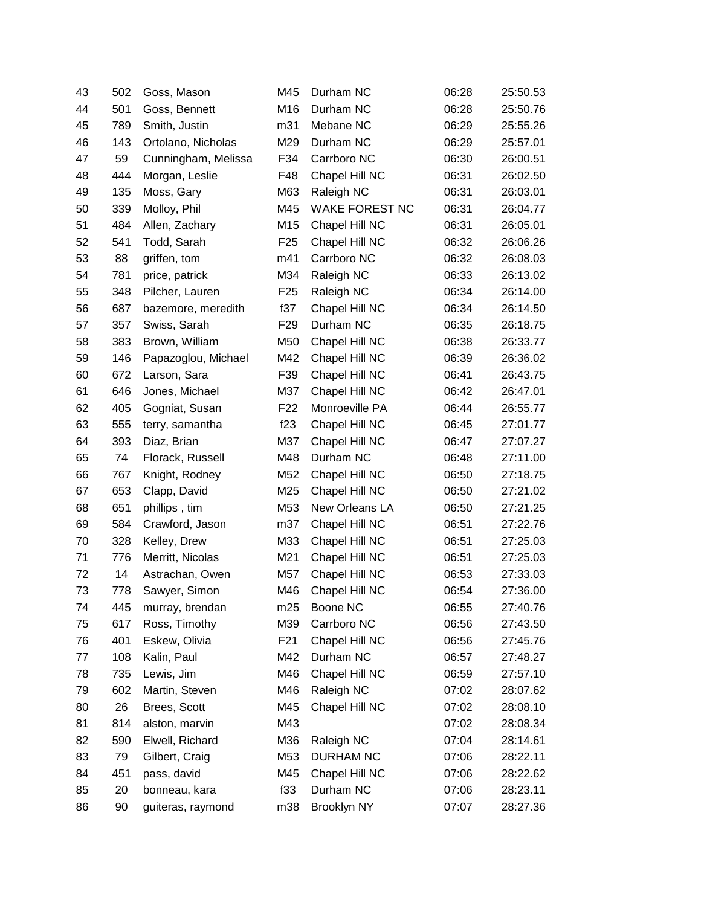| | | | | | | |
|---|---|---|---|---|---|---|
| 43 | 502 | Goss, Mason | M45 | Durham NC | 06:28 | 25:50.53 |
| 44 | 501 | Goss, Bennett | M16 | Durham NC | 06:28 | 25:50.76 |
| 45 | 789 | Smith, Justin | m31 | Mebane NC | 06:29 | 25:55.26 |
| 46 | 143 | Ortolano, Nicholas | M29 | Durham NC | 06:29 | 25:57.01 |
| 47 | 59 | Cunningham, Melissa | F34 | Carrboro NC | 06:30 | 26:00.51 |
| 48 | 444 | Morgan, Leslie | F48 | Chapel Hill NC | 06:31 | 26:02.50 |
| 49 | 135 | Moss, Gary | M63 | Raleigh NC | 06:31 | 26:03.01 |
| 50 | 339 | Molloy, Phil | M45 | WAKE FOREST NC | 06:31 | 26:04.77 |
| 51 | 484 | Allen, Zachary | M15 | Chapel Hill NC | 06:31 | 26:05.01 |
| 52 | 541 | Todd, Sarah | F25 | Chapel Hill NC | 06:32 | 26:06.26 |
| 53 | 88 | griffen, tom | m41 | Carrboro NC | 06:32 | 26:08.03 |
| 54 | 781 | price, patrick | M34 | Raleigh NC | 06:33 | 26:13.02 |
| 55 | 348 | Pilcher, Lauren | F25 | Raleigh NC | 06:34 | 26:14.00 |
| 56 | 687 | bazemore, meredith | f37 | Chapel Hill NC | 06:34 | 26:14.50 |
| 57 | 357 | Swiss, Sarah | F29 | Durham NC | 06:35 | 26:18.75 |
| 58 | 383 | Brown, William | M50 | Chapel Hill NC | 06:38 | 26:33.77 |
| 59 | 146 | Papazoglou, Michael | M42 | Chapel Hill NC | 06:39 | 26:36.02 |
| 60 | 672 | Larson, Sara | F39 | Chapel Hill NC | 06:41 | 26:43.75 |
| 61 | 646 | Jones, Michael | M37 | Chapel Hill NC | 06:42 | 26:47.01 |
| 62 | 405 | Gogniat, Susan | F22 | Monroeville PA | 06:44 | 26:55.77 |
| 63 | 555 | terry, samantha | f23 | Chapel Hill NC | 06:45 | 27:01.77 |
| 64 | 393 | Diaz, Brian | M37 | Chapel Hill NC | 06:47 | 27:07.27 |
| 65 | 74 | Florack, Russell | M48 | Durham NC | 06:48 | 27:11.00 |
| 66 | 767 | Knight, Rodney | M52 | Chapel Hill NC | 06:50 | 27:18.75 |
| 67 | 653 | Clapp, David | M25 | Chapel Hill NC | 06:50 | 27:21.02 |
| 68 | 651 | phillips , tim | M53 | New Orleans LA | 06:50 | 27:21.25 |
| 69 | 584 | Crawford, Jason | m37 | Chapel Hill NC | 06:51 | 27:22.76 |
| 70 | 328 | Kelley, Drew | M33 | Chapel Hill NC | 06:51 | 27:25.03 |
| 71 | 776 | Merritt, Nicolas | M21 | Chapel Hill NC | 06:51 | 27:25.03 |
| 72 | 14 | Astrachan, Owen | M57 | Chapel Hill NC | 06:53 | 27:33.03 |
| 73 | 778 | Sawyer, Simon | M46 | Chapel Hill NC | 06:54 | 27:36.00 |
| 74 | 445 | murray, brendan | m25 | Boone NC | 06:55 | 27:40.76 |
| 75 | 617 | Ross, Timothy | M39 | Carrboro NC | 06:56 | 27:43.50 |
| 76 | 401 | Eskew, Olivia | F21 | Chapel Hill NC | 06:56 | 27:45.76 |
| 77 | 108 | Kalin, Paul | M42 | Durham NC | 06:57 | 27:48.27 |
| 78 | 735 | Lewis, Jim | M46 | Chapel Hill NC | 06:59 | 27:57.10 |
| 79 | 602 | Martin, Steven | M46 | Raleigh NC | 07:02 | 28:07.62 |
| 80 | 26 | Brees, Scott | M45 | Chapel Hill NC | 07:02 | 28:08.10 |
| 81 | 814 | alston, marvin | M43 | | 07:02 | 28:08.34 |
| 82 | 590 | Elwell, Richard | M36 | Raleigh NC | 07:04 | 28:14.61 |
| 83 | 79 | Gilbert, Craig | M53 | DURHAM NC | 07:06 | 28:22.11 |
| 84 | 451 | pass, david | M45 | Chapel Hill NC | 07:06 | 28:22.62 |
| 85 | 20 | bonneau, kara | f33 | Durham NC | 07:06 | 28:23.11 |
| 86 | 90 | guiteras, raymond | m38 | Brooklyn NY | 07:07 | 28:27.36 |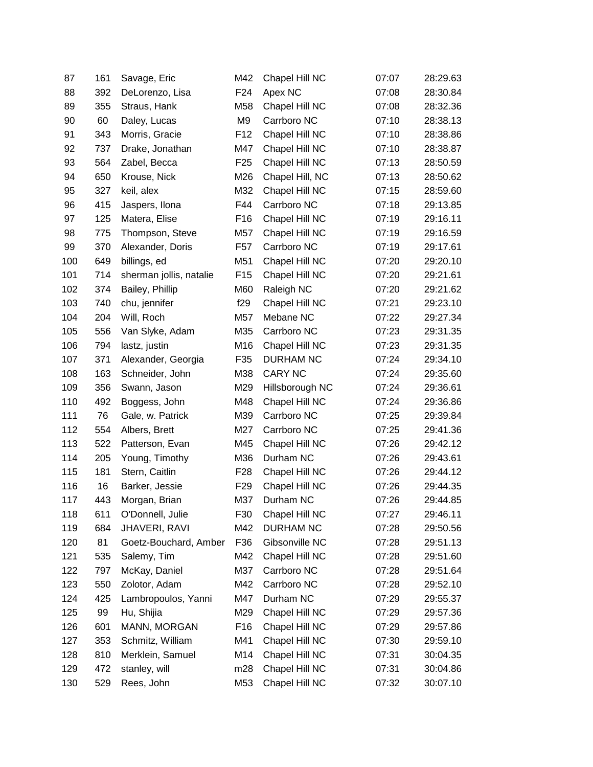| | | | | | | |
|---|---|---|---|---|---|---|
| 87 | 161 | Savage, Eric | M42 | Chapel Hill NC | 07:07 | 28:29.63 |
| 88 | 392 | DeLorenzo, Lisa | F24 | Apex NC | 07:08 | 28:30.84 |
| 89 | 355 | Straus, Hank | M58 | Chapel Hill NC | 07:08 | 28:32.36 |
| 90 | 60 | Daley, Lucas | M9 | Carrboro NC | 07:10 | 28:38.13 |
| 91 | 343 | Morris, Gracie | F12 | Chapel Hill NC | 07:10 | 28:38.86 |
| 92 | 737 | Drake, Jonathan | M47 | Chapel Hill NC | 07:10 | 28:38.87 |
| 93 | 564 | Zabel, Becca | F25 | Chapel Hill NC | 07:13 | 28:50.59 |
| 94 | 650 | Krouse, Nick | M26 | Chapel Hill, NC | 07:13 | 28:50.62 |
| 95 | 327 | keil, alex | M32 | Chapel Hill NC | 07:15 | 28:59.60 |
| 96 | 415 | Jaspers, Ilona | F44 | Carrboro NC | 07:18 | 29:13.85 |
| 97 | 125 | Matera, Elise | F16 | Chapel Hill NC | 07:19 | 29:16.11 |
| 98 | 775 | Thompson, Steve | M57 | Chapel Hill NC | 07:19 | 29:16.59 |
| 99 | 370 | Alexander, Doris | F57 | Carrboro NC | 07:19 | 29:17.61 |
| 100 | 649 | billings, ed | M51 | Chapel Hill NC | 07:20 | 29:20.10 |
| 101 | 714 | sherman jollis, natalie | F15 | Chapel Hill NC | 07:20 | 29:21.61 |
| 102 | 374 | Bailey, Phillip | M60 | Raleigh NC | 07:20 | 29:21.62 |
| 103 | 740 | chu, jennifer | f29 | Chapel Hill NC | 07:21 | 29:23.10 |
| 104 | 204 | Will, Roch | M57 | Mebane NC | 07:22 | 29:27.34 |
| 105 | 556 | Van Slyke, Adam | M35 | Carrboro NC | 07:23 | 29:31.35 |
| 106 | 794 | lastz, justin | M16 | Chapel Hill NC | 07:23 | 29:31.35 |
| 107 | 371 | Alexander, Georgia | F35 | DURHAM NC | 07:24 | 29:34.10 |
| 108 | 163 | Schneider, John | M38 | CARY NC | 07:24 | 29:35.60 |
| 109 | 356 | Swann, Jason | M29 | Hillsborough NC | 07:24 | 29:36.61 |
| 110 | 492 | Boggess, John | M48 | Chapel Hill NC | 07:24 | 29:36.86 |
| 111 | 76 | Gale, w. Patrick | M39 | Carrboro NC | 07:25 | 29:39.84 |
| 112 | 554 | Albers, Brett | M27 | Carrboro NC | 07:25 | 29:41.36 |
| 113 | 522 | Patterson, Evan | M45 | Chapel Hill NC | 07:26 | 29:42.12 |
| 114 | 205 | Young, Timothy | M36 | Durham NC | 07:26 | 29:43.61 |
| 115 | 181 | Stern, Caitlin | F28 | Chapel Hill NC | 07:26 | 29:44.12 |
| 116 | 16 | Barker, Jessie | F29 | Chapel Hill NC | 07:26 | 29:44.35 |
| 117 | 443 | Morgan, Brian | M37 | Durham NC | 07:26 | 29:44.85 |
| 118 | 611 | O'Donnell, Julie | F30 | Chapel Hill NC | 07:27 | 29:46.11 |
| 119 | 684 | JHAVERI, RAVI | M42 | DURHAM NC | 07:28 | 29:50.56 |
| 120 | 81 | Goetz-Bouchard, Amber | F36 | Gibsonville NC | 07:28 | 29:51.13 |
| 121 | 535 | Salemy, Tim | M42 | Chapel Hill NC | 07:28 | 29:51.60 |
| 122 | 797 | McKay, Daniel | M37 | Carrboro NC | 07:28 | 29:51.64 |
| 123 | 550 | Zolotor, Adam | M42 | Carrboro NC | 07:28 | 29:52.10 |
| 124 | 425 | Lambropoulos, Yanni | M47 | Durham NC | 07:29 | 29:55.37 |
| 125 | 99 | Hu, Shijia | M29 | Chapel Hill NC | 07:29 | 29:57.36 |
| 126 | 601 | MANN, MORGAN | F16 | Chapel Hill NC | 07:29 | 29:57.86 |
| 127 | 353 | Schmitz, William | M41 | Chapel Hill NC | 07:30 | 29:59.10 |
| 128 | 810 | Merklein, Samuel | M14 | Chapel Hill NC | 07:31 | 30:04.35 |
| 129 | 472 | stanley, will | m28 | Chapel Hill NC | 07:31 | 30:04.86 |
| 130 | 529 | Rees, John | M53 | Chapel Hill NC | 07:32 | 30:07.10 |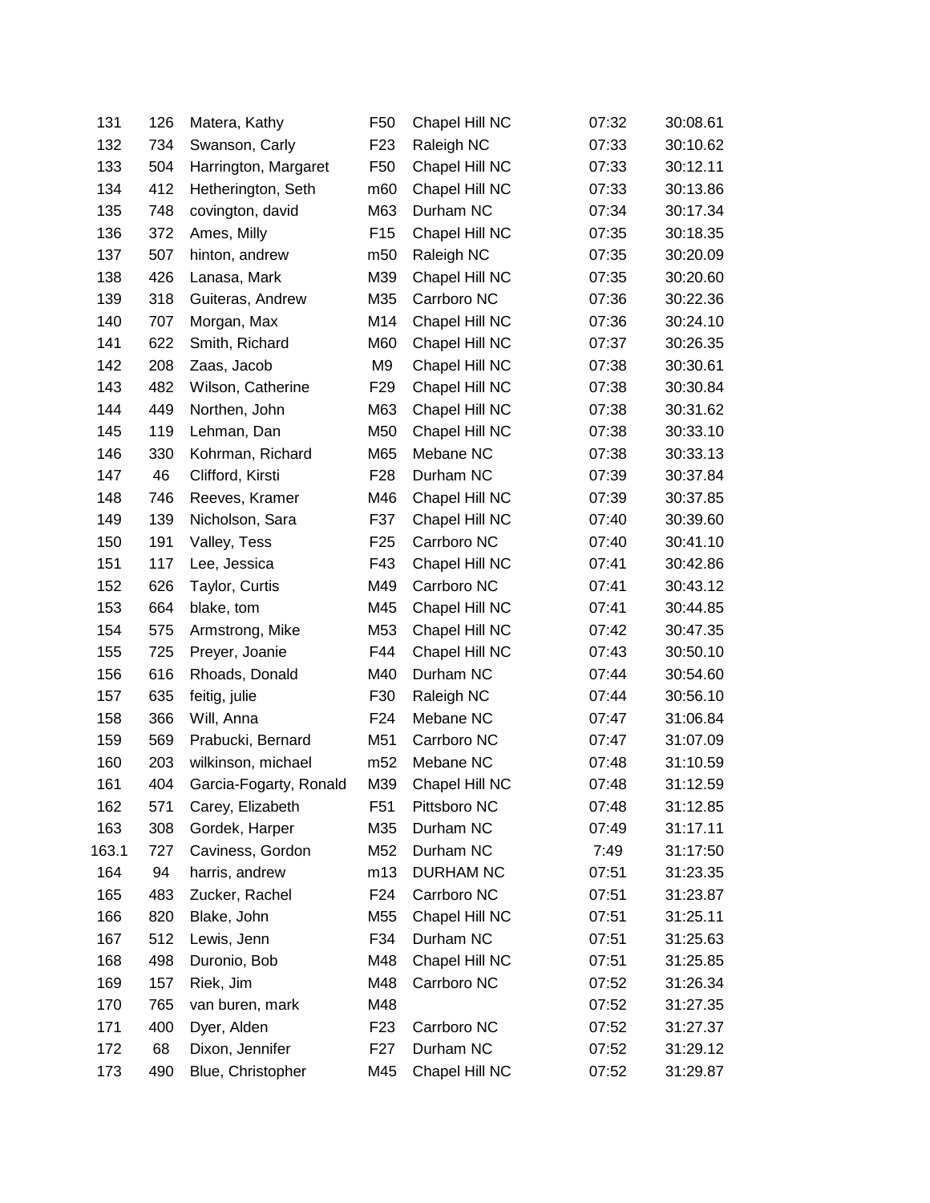| | | | | | | |
|---|---|---|---|---|---|---|
| 131 | 126 | Matera, Kathy | F50 | Chapel Hill NC | 07:32 | 30:08.61 |
| 132 | 734 | Swanson, Carly | F23 | Raleigh NC | 07:33 | 30:10.62 |
| 133 | 504 | Harrington, Margaret | F50 | Chapel Hill NC | 07:33 | 30:12.11 |
| 134 | 412 | Hetherington, Seth | m60 | Chapel Hill NC | 07:33 | 30:13.86 |
| 135 | 748 | covington, david | M63 | Durham NC | 07:34 | 30:17.34 |
| 136 | 372 | Ames, Milly | F15 | Chapel Hill NC | 07:35 | 30:18.35 |
| 137 | 507 | hinton, andrew | m50 | Raleigh NC | 07:35 | 30:20.09 |
| 138 | 426 | Lanasa, Mark | M39 | Chapel Hill NC | 07:35 | 30:20.60 |
| 139 | 318 | Guiteras, Andrew | M35 | Carrboro NC | 07:36 | 30:22.36 |
| 140 | 707 | Morgan, Max | M14 | Chapel Hill NC | 07:36 | 30:24.10 |
| 141 | 622 | Smith, Richard | M60 | Chapel Hill NC | 07:37 | 30:26.35 |
| 142 | 208 | Zaas, Jacob | M9 | Chapel Hill NC | 07:38 | 30:30.61 |
| 143 | 482 | Wilson, Catherine | F29 | Chapel Hill NC | 07:38 | 30:30.84 |
| 144 | 449 | Northen, John | M63 | Chapel Hill NC | 07:38 | 30:31.62 |
| 145 | 119 | Lehman, Dan | M50 | Chapel Hill NC | 07:38 | 30:33.10 |
| 146 | 330 | Kohrman, Richard | M65 | Mebane NC | 07:38 | 30:33.13 |
| 147 | 46 | Clifford, Kirsti | F28 | Durham NC | 07:39 | 30:37.84 |
| 148 | 746 | Reeves, Kramer | M46 | Chapel Hill NC | 07:39 | 30:37.85 |
| 149 | 139 | Nicholson, Sara | F37 | Chapel Hill NC | 07:40 | 30:39.60 |
| 150 | 191 | Valley, Tess | F25 | Carrboro NC | 07:40 | 30:41.10 |
| 151 | 117 | Lee, Jessica | F43 | Chapel Hill NC | 07:41 | 30:42.86 |
| 152 | 626 | Taylor, Curtis | M49 | Carrboro NC | 07:41 | 30:43.12 |
| 153 | 664 | blake, tom | M45 | Chapel Hill NC | 07:41 | 30:44.85 |
| 154 | 575 | Armstrong, Mike | M53 | Chapel Hill NC | 07:42 | 30:47.35 |
| 155 | 725 | Preyer, Joanie | F44 | Chapel Hill NC | 07:43 | 30:50.10 |
| 156 | 616 | Rhoads, Donald | M40 | Durham NC | 07:44 | 30:54.60 |
| 157 | 635 | feitig, julie | F30 | Raleigh NC | 07:44 | 30:56.10 |
| 158 | 366 | Will, Anna | F24 | Mebane NC | 07:47 | 31:06.84 |
| 159 | 569 | Prabucki, Bernard | M51 | Carrboro NC | 07:47 | 31:07.09 |
| 160 | 203 | wilkinson, michael | m52 | Mebane NC | 07:48 | 31:10.59 |
| 161 | 404 | Garcia-Fogarty, Ronald | M39 | Chapel Hill NC | 07:48 | 31:12.59 |
| 162 | 571 | Carey, Elizabeth | F51 | Pittsboro NC | 07:48 | 31:12.85 |
| 163 | 308 | Gordek, Harper | M35 | Durham NC | 07:49 | 31:17.11 |
| 163.1 | 727 | Caviness, Gordon | M52 | Durham NC | 7:49 | 31:17:50 |
| 164 | 94 | harris, andrew | m13 | DURHAM NC | 07:51 | 31:23.35 |
| 165 | 483 | Zucker, Rachel | F24 | Carrboro NC | 07:51 | 31:23.87 |
| 166 | 820 | Blake, John | M55 | Chapel Hill NC | 07:51 | 31:25.11 |
| 167 | 512 | Lewis, Jenn | F34 | Durham NC | 07:51 | 31:25.63 |
| 168 | 498 | Duronio, Bob | M48 | Chapel Hill NC | 07:51 | 31:25.85 |
| 169 | 157 | Riek, Jim | M48 | Carrboro NC | 07:52 | 31:26.34 |
| 170 | 765 | van buren, mark | M48 | | 07:52 | 31:27.35 |
| 171 | 400 | Dyer, Alden | F23 | Carrboro NC | 07:52 | 31:27.37 |
| 172 | 68 | Dixon, Jennifer | F27 | Durham NC | 07:52 | 31:29.12 |
| 173 | 490 | Blue, Christopher | M45 | Chapel Hill NC | 07:52 | 31:29.87 |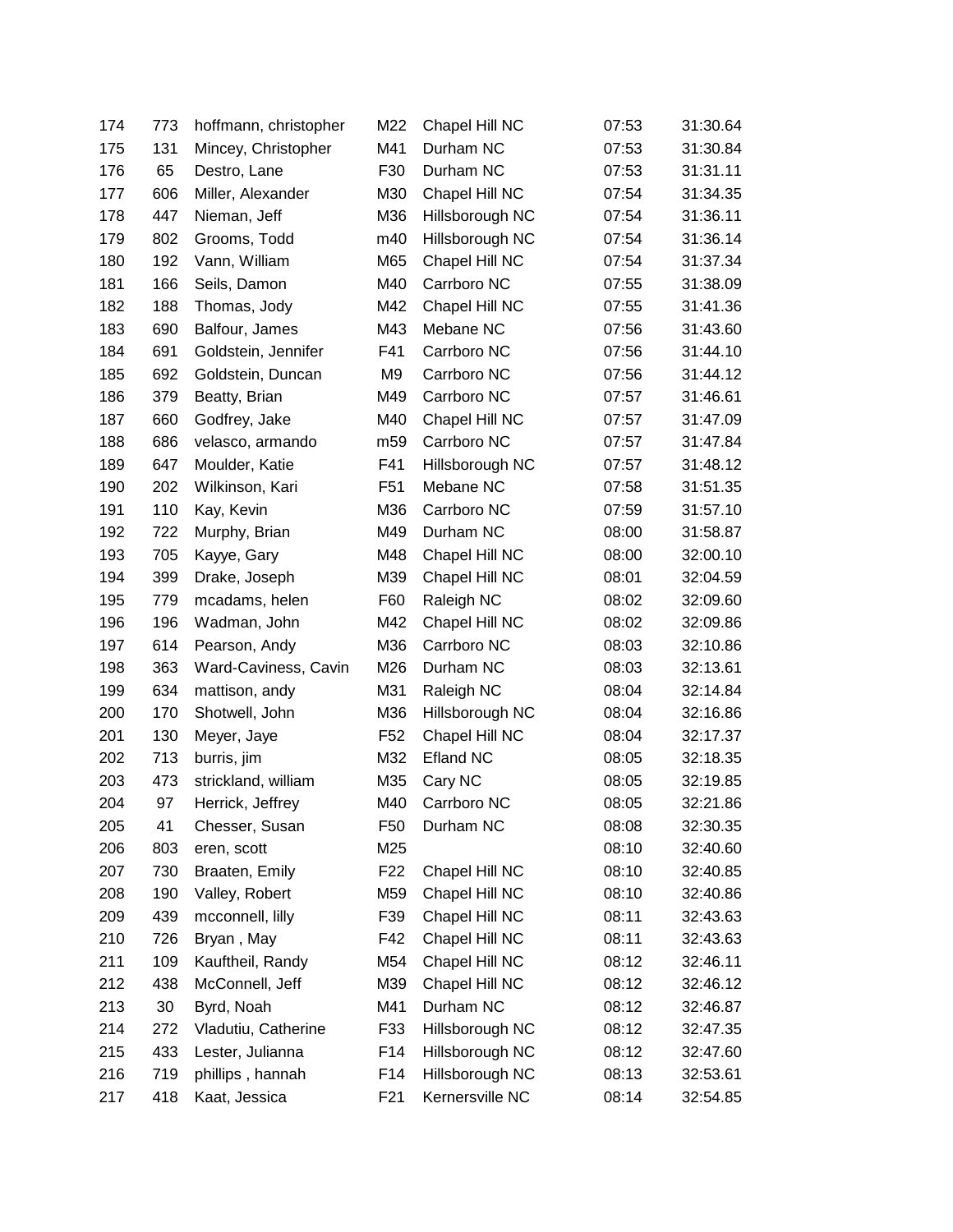| | | | | | | |
|---|---|---|---|---|---|---|
| 174 | 773 | hoffmann, christopher | M22 | Chapel Hill NC | 07:53 | 31:30.64 |
| 175 | 131 | Mincey, Christopher | M41 | Durham NC | 07:53 | 31:30.84 |
| 176 | 65 | Destro, Lane | F30 | Durham NC | 07:53 | 31:31.11 |
| 177 | 606 | Miller, Alexander | M30 | Chapel Hill NC | 07:54 | 31:34.35 |
| 178 | 447 | Nieman, Jeff | M36 | Hillsborough NC | 07:54 | 31:36.11 |
| 179 | 802 | Grooms, Todd | m40 | Hillsborough NC | 07:54 | 31:36.14 |
| 180 | 192 | Vann, William | M65 | Chapel Hill NC | 07:54 | 31:37.34 |
| 181 | 166 | Seils, Damon | M40 | Carrboro NC | 07:55 | 31:38.09 |
| 182 | 188 | Thomas, Jody | M42 | Chapel Hill NC | 07:55 | 31:41.36 |
| 183 | 690 | Balfour, James | M43 | Mebane NC | 07:56 | 31:43.60 |
| 184 | 691 | Goldstein, Jennifer | F41 | Carrboro NC | 07:56 | 31:44.10 |
| 185 | 692 | Goldstein, Duncan | M9 | Carrboro NC | 07:56 | 31:44.12 |
| 186 | 379 | Beatty, Brian | M49 | Carrboro NC | 07:57 | 31:46.61 |
| 187 | 660 | Godfrey, Jake | M40 | Chapel Hill NC | 07:57 | 31:47.09 |
| 188 | 686 | velasco, armando | m59 | Carrboro NC | 07:57 | 31:47.84 |
| 189 | 647 | Moulder, Katie | F41 | Hillsborough NC | 07:57 | 31:48.12 |
| 190 | 202 | Wilkinson, Kari | F51 | Mebane NC | 07:58 | 31:51.35 |
| 191 | 110 | Kay, Kevin | M36 | Carrboro NC | 07:59 | 31:57.10 |
| 192 | 722 | Murphy, Brian | M49 | Durham NC | 08:00 | 31:58.87 |
| 193 | 705 | Kayye, Gary | M48 | Chapel Hill NC | 08:00 | 32:00.10 |
| 194 | 399 | Drake, Joseph | M39 | Chapel Hill NC | 08:01 | 32:04.59 |
| 195 | 779 | mcadams, helen | F60 | Raleigh NC | 08:02 | 32:09.60 |
| 196 | 196 | Wadman, John | M42 | Chapel Hill NC | 08:02 | 32:09.86 |
| 197 | 614 | Pearson, Andy | M36 | Carrboro NC | 08:03 | 32:10.86 |
| 198 | 363 | Ward-Caviness, Cavin | M26 | Durham NC | 08:03 | 32:13.61 |
| 199 | 634 | mattison, andy | M31 | Raleigh NC | 08:04 | 32:14.84 |
| 200 | 170 | Shotwell, John | M36 | Hillsborough NC | 08:04 | 32:16.86 |
| 201 | 130 | Meyer, Jaye | F52 | Chapel Hill NC | 08:04 | 32:17.37 |
| 202 | 713 | burris, jim | M32 | Efland NC | 08:05 | 32:18.35 |
| 203 | 473 | strickland, william | M35 | Cary NC | 08:05 | 32:19.85 |
| 204 | 97 | Herrick, Jeffrey | M40 | Carrboro NC | 08:05 | 32:21.86 |
| 205 | 41 | Chesser, Susan | F50 | Durham NC | 08:08 | 32:30.35 |
| 206 | 803 | eren, scott | M25 | | 08:10 | 32:40.60 |
| 207 | 730 | Braaten, Emily | F22 | Chapel Hill NC | 08:10 | 32:40.85 |
| 208 | 190 | Valley, Robert | M59 | Chapel Hill NC | 08:10 | 32:40.86 |
| 209 | 439 | mcconnell, lilly | F39 | Chapel Hill NC | 08:11 | 32:43.63 |
| 210 | 726 | Bryan , May | F42 | Chapel Hill NC | 08:11 | 32:43.63 |
| 211 | 109 | Kauftheil, Randy | M54 | Chapel Hill NC | 08:12 | 32:46.11 |
| 212 | 438 | McConnell, Jeff | M39 | Chapel Hill NC | 08:12 | 32:46.12 |
| 213 | 30 | Byrd, Noah | M41 | Durham NC | 08:12 | 32:46.87 |
| 214 | 272 | Vladutiu, Catherine | F33 | Hillsborough NC | 08:12 | 32:47.35 |
| 215 | 433 | Lester, Julianna | F14 | Hillsborough NC | 08:12 | 32:47.60 |
| 216 | 719 | phillips , hannah | F14 | Hillsborough NC | 08:13 | 32:53.61 |
| 217 | 418 | Kaat, Jessica | F21 | Kernersville NC | 08:14 | 32:54.85 |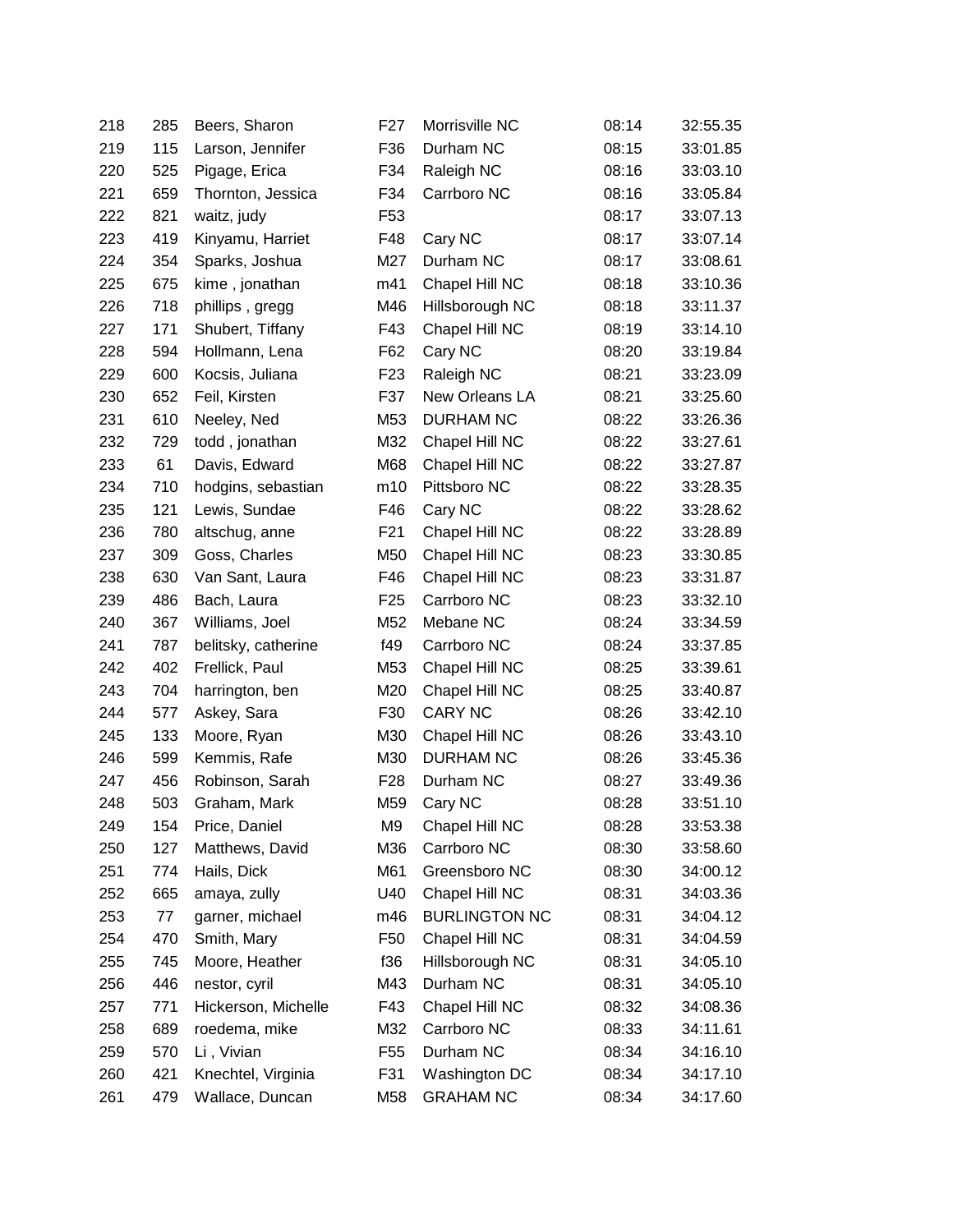| | | | | | | |
|---|---|---|---|---|---|---|
| 218 | 285 | Beers, Sharon | F27 | Morrisville NC | 08:14 | 32:55.35 |
| 219 | 115 | Larson, Jennifer | F36 | Durham NC | 08:15 | 33:01.85 |
| 220 | 525 | Pigage, Erica | F34 | Raleigh NC | 08:16 | 33:03.10 |
| 221 | 659 | Thornton, Jessica | F34 | Carrboro NC | 08:16 | 33:05.84 |
| 222 | 821 | waitz, judy | F53 | | 08:17 | 33:07.13 |
| 223 | 419 | Kinyamu, Harriet | F48 | Cary NC | 08:17 | 33:07.14 |
| 224 | 354 | Sparks, Joshua | M27 | Durham NC | 08:17 | 33:08.61 |
| 225 | 675 | kime , jonathan | m41 | Chapel Hill NC | 08:18 | 33:10.36 |
| 226 | 718 | phillips , gregg | M46 | Hillsborough NC | 08:18 | 33:11.37 |
| 227 | 171 | Shubert, Tiffany | F43 | Chapel Hill NC | 08:19 | 33:14.10 |
| 228 | 594 | Hollmann, Lena | F62 | Cary NC | 08:20 | 33:19.84 |
| 229 | 600 | Kocsis, Juliana | F23 | Raleigh NC | 08:21 | 33:23.09 |
| 230 | 652 | Feil, Kirsten | F37 | New Orleans LA | 08:21 | 33:25.60 |
| 231 | 610 | Neeley, Ned | M53 | DURHAM NC | 08:22 | 33:26.36 |
| 232 | 729 | todd , jonathan | M32 | Chapel Hill NC | 08:22 | 33:27.61 |
| 233 | 61 | Davis, Edward | M68 | Chapel Hill NC | 08:22 | 33:27.87 |
| 234 | 710 | hodgins, sebastian | m10 | Pittsboro NC | 08:22 | 33:28.35 |
| 235 | 121 | Lewis, Sundae | F46 | Cary NC | 08:22 | 33:28.62 |
| 236 | 780 | altschug, anne | F21 | Chapel Hill NC | 08:22 | 33:28.89 |
| 237 | 309 | Goss, Charles | M50 | Chapel Hill NC | 08:23 | 33:30.85 |
| 238 | 630 | Van Sant, Laura | F46 | Chapel Hill NC | 08:23 | 33:31.87 |
| 239 | 486 | Bach, Laura | F25 | Carrboro NC | 08:23 | 33:32.10 |
| 240 | 367 | Williams, Joel | M52 | Mebane NC | 08:24 | 33:34.59 |
| 241 | 787 | belitsky, catherine | f49 | Carrboro NC | 08:24 | 33:37.85 |
| 242 | 402 | Frellick, Paul | M53 | Chapel Hill NC | 08:25 | 33:39.61 |
| 243 | 704 | harrington, ben | M20 | Chapel Hill NC | 08:25 | 33:40.87 |
| 244 | 577 | Askey, Sara | F30 | CARY NC | 08:26 | 33:42.10 |
| 245 | 133 | Moore, Ryan | M30 | Chapel Hill NC | 08:26 | 33:43.10 |
| 246 | 599 | Kemmis, Rafe | M30 | DURHAM NC | 08:26 | 33:45.36 |
| 247 | 456 | Robinson, Sarah | F28 | Durham NC | 08:27 | 33:49.36 |
| 248 | 503 | Graham, Mark | M59 | Cary NC | 08:28 | 33:51.10 |
| 249 | 154 | Price, Daniel | M9 | Chapel Hill NC | 08:28 | 33:53.38 |
| 250 | 127 | Matthews, David | M36 | Carrboro NC | 08:30 | 33:58.60 |
| 251 | 774 | Hails, Dick | M61 | Greensboro NC | 08:30 | 34:00.12 |
| 252 | 665 | amaya, zully | U40 | Chapel Hill NC | 08:31 | 34:03.36 |
| 253 | 77 | garner, michael | m46 | BURLINGTON NC | 08:31 | 34:04.12 |
| 254 | 470 | Smith, Mary | F50 | Chapel Hill NC | 08:31 | 34:04.59 |
| 255 | 745 | Moore, Heather | f36 | Hillsborough NC | 08:31 | 34:05.10 |
| 256 | 446 | nestor, cyril | M43 | Durham NC | 08:31 | 34:05.10 |
| 257 | 771 | Hickerson, Michelle | F43 | Chapel Hill NC | 08:32 | 34:08.36 |
| 258 | 689 | roedema, mike | M32 | Carrboro NC | 08:33 | 34:11.61 |
| 259 | 570 | Li , Vivian | F55 | Durham NC | 08:34 | 34:16.10 |
| 260 | 421 | Knechtel, Virginia | F31 | Washington DC | 08:34 | 34:17.10 |
| 261 | 479 | Wallace, Duncan | M58 | GRAHAM NC | 08:34 | 34:17.60 |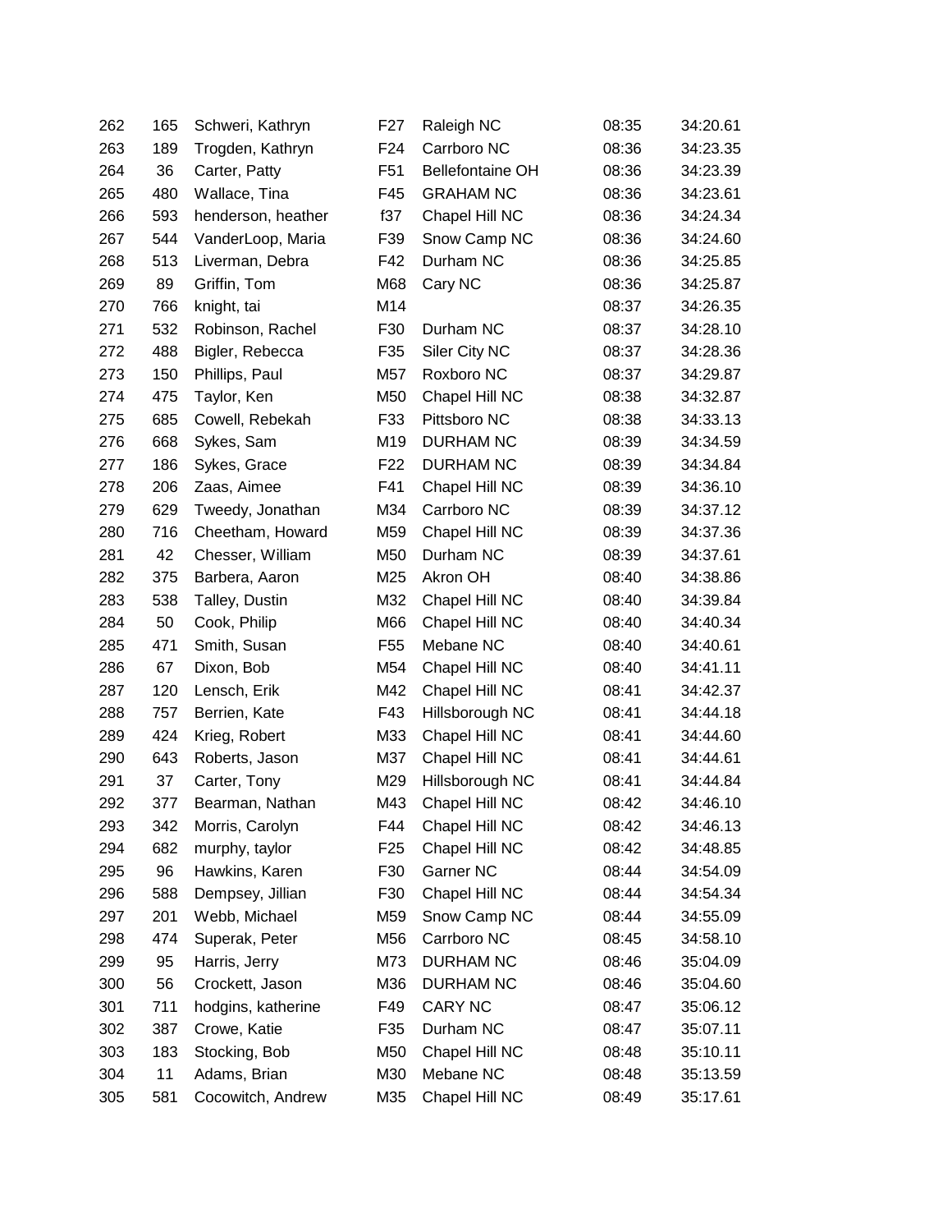| | | | | | | |
|---|---|---|---|---|---|---|
| 262 | 165 | Schweri, Kathryn | F27 | Raleigh NC | 08:35 | 34:20.61 |
| 263 | 189 | Trogden, Kathryn | F24 | Carrboro NC | 08:36 | 34:23.35 |
| 264 | 36 | Carter, Patty | F51 | Bellefontaine OH | 08:36 | 34:23.39 |
| 265 | 480 | Wallace, Tina | F45 | GRAHAM NC | 08:36 | 34:23.61 |
| 266 | 593 | henderson, heather | f37 | Chapel Hill NC | 08:36 | 34:24.34 |
| 267 | 544 | VanderLoop, Maria | F39 | Snow Camp NC | 08:36 | 34:24.60 |
| 268 | 513 | Liverman, Debra | F42 | Durham NC | 08:36 | 34:25.85 |
| 269 | 89 | Griffin, Tom | M68 | Cary NC | 08:36 | 34:25.87 |
| 270 | 766 | knight, tai | M14 | | 08:37 | 34:26.35 |
| 271 | 532 | Robinson, Rachel | F30 | Durham NC | 08:37 | 34:28.10 |
| 272 | 488 | Bigler, Rebecca | F35 | Siler City NC | 08:37 | 34:28.36 |
| 273 | 150 | Phillips, Paul | M57 | Roxboro NC | 08:37 | 34:29.87 |
| 274 | 475 | Taylor, Ken | M50 | Chapel Hill NC | 08:38 | 34:32.87 |
| 275 | 685 | Cowell, Rebekah | F33 | Pittsboro NC | 08:38 | 34:33.13 |
| 276 | 668 | Sykes, Sam | M19 | DURHAM NC | 08:39 | 34:34.59 |
| 277 | 186 | Sykes, Grace | F22 | DURHAM NC | 08:39 | 34:34.84 |
| 278 | 206 | Zaas, Aimee | F41 | Chapel Hill NC | 08:39 | 34:36.10 |
| 279 | 629 | Tweedy, Jonathan | M34 | Carrboro NC | 08:39 | 34:37.12 |
| 280 | 716 | Cheetham, Howard | M59 | Chapel Hill NC | 08:39 | 34:37.36 |
| 281 | 42 | Chesser, William | M50 | Durham NC | 08:39 | 34:37.61 |
| 282 | 375 | Barbera, Aaron | M25 | Akron OH | 08:40 | 34:38.86 |
| 283 | 538 | Talley, Dustin | M32 | Chapel Hill NC | 08:40 | 34:39.84 |
| 284 | 50 | Cook, Philip | M66 | Chapel Hill NC | 08:40 | 34:40.34 |
| 285 | 471 | Smith, Susan | F55 | Mebane NC | 08:40 | 34:40.61 |
| 286 | 67 | Dixon, Bob | M54 | Chapel Hill NC | 08:40 | 34:41.11 |
| 287 | 120 | Lensch, Erik | M42 | Chapel Hill NC | 08:41 | 34:42.37 |
| 288 | 757 | Berrien, Kate | F43 | Hillsborough NC | 08:41 | 34:44.18 |
| 289 | 424 | Krieg, Robert | M33 | Chapel Hill NC | 08:41 | 34:44.60 |
| 290 | 643 | Roberts, Jason | M37 | Chapel Hill NC | 08:41 | 34:44.61 |
| 291 | 37 | Carter, Tony | M29 | Hillsborough NC | 08:41 | 34:44.84 |
| 292 | 377 | Bearman, Nathan | M43 | Chapel Hill NC | 08:42 | 34:46.10 |
| 293 | 342 | Morris, Carolyn | F44 | Chapel Hill NC | 08:42 | 34:46.13 |
| 294 | 682 | murphy, taylor | F25 | Chapel Hill NC | 08:42 | 34:48.85 |
| 295 | 96 | Hawkins, Karen | F30 | Garner NC | 08:44 | 34:54.09 |
| 296 | 588 | Dempsey, Jillian | F30 | Chapel Hill NC | 08:44 | 34:54.34 |
| 297 | 201 | Webb, Michael | M59 | Snow Camp NC | 08:44 | 34:55.09 |
| 298 | 474 | Superak, Peter | M56 | Carrboro NC | 08:45 | 34:58.10 |
| 299 | 95 | Harris, Jerry | M73 | DURHAM NC | 08:46 | 35:04.09 |
| 300 | 56 | Crockett, Jason | M36 | DURHAM NC | 08:46 | 35:04.60 |
| 301 | 711 | hodgins, katherine | F49 | CARY NC | 08:47 | 35:06.12 |
| 302 | 387 | Crowe, Katie | F35 | Durham NC | 08:47 | 35:07.11 |
| 303 | 183 | Stocking, Bob | M50 | Chapel Hill NC | 08:48 | 35:10.11 |
| 304 | 11 | Adams, Brian | M30 | Mebane NC | 08:48 | 35:13.59 |
| 305 | 581 | Cocowitch, Andrew | M35 | Chapel Hill NC | 08:49 | 35:17.61 |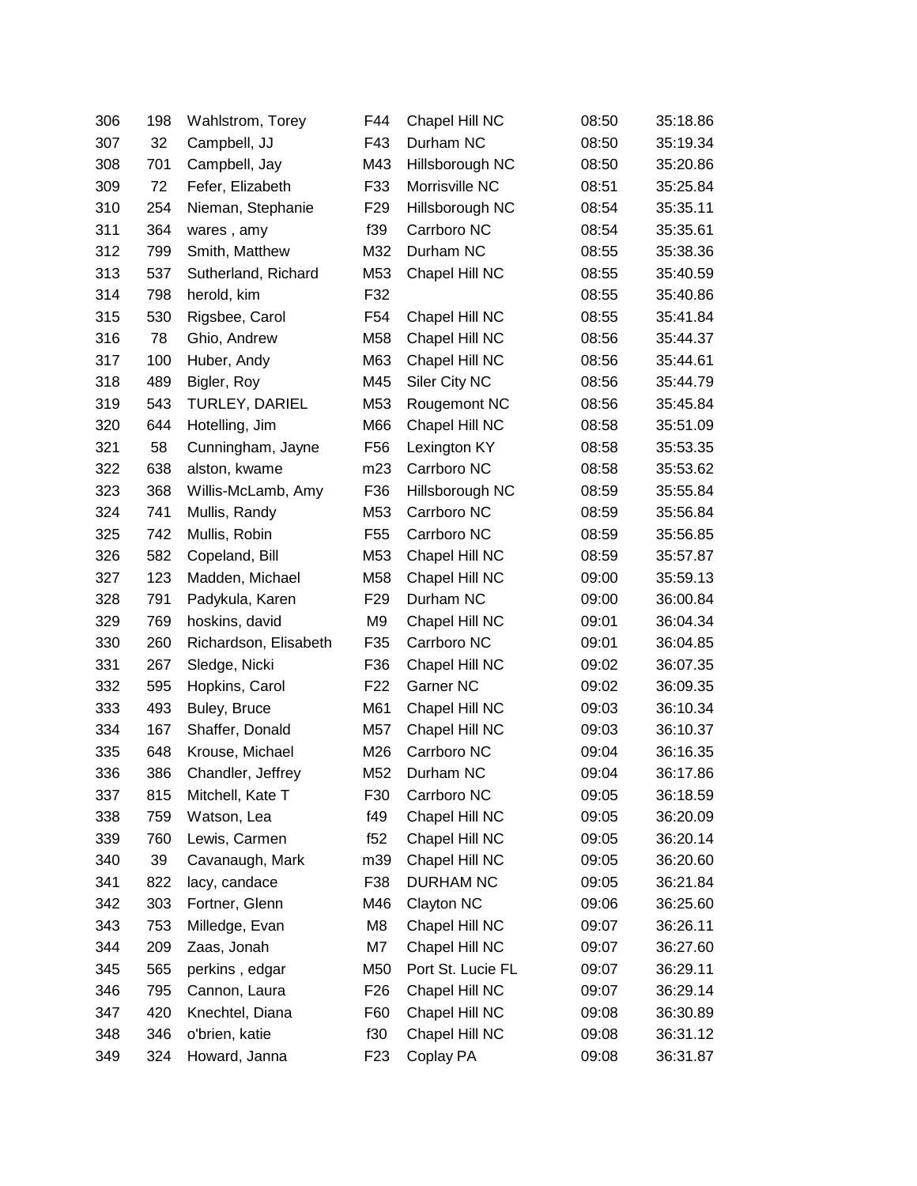| | | | | | | |
|---|---|---|---|---|---|---|
| 306 | 198 | Wahlstrom, Torey | F44 | Chapel Hill NC | 08:50 | 35:18.86 |
| 307 | 32 | Campbell, JJ | F43 | Durham NC | 08:50 | 35:19.34 |
| 308 | 701 | Campbell, Jay | M43 | Hillsborough NC | 08:50 | 35:20.86 |
| 309 | 72 | Fefer, Elizabeth | F33 | Morrisville NC | 08:51 | 35:25.84 |
| 310 | 254 | Nieman, Stephanie | F29 | Hillsborough NC | 08:54 | 35:35.11 |
| 311 | 364 | wares , amy | f39 | Carrboro NC | 08:54 | 35:35.61 |
| 312 | 799 | Smith, Matthew | M32 | Durham NC | 08:55 | 35:38.36 |
| 313 | 537 | Sutherland, Richard | M53 | Chapel Hill NC | 08:55 | 35:40.59 |
| 314 | 798 | herold, kim | F32 | | 08:55 | 35:40.86 |
| 315 | 530 | Rigsbee, Carol | F54 | Chapel Hill NC | 08:55 | 35:41.84 |
| 316 | 78 | Ghio, Andrew | M58 | Chapel Hill NC | 08:56 | 35:44.37 |
| 317 | 100 | Huber, Andy | M63 | Chapel Hill NC | 08:56 | 35:44.61 |
| 318 | 489 | Bigler, Roy | M45 | Siler City NC | 08:56 | 35:44.79 |
| 319 | 543 | TURLEY, DARIEL | M53 | Rougemont NC | 08:56 | 35:45.84 |
| 320 | 644 | Hotelling, Jim | M66 | Chapel Hill NC | 08:58 | 35:51.09 |
| 321 | 58 | Cunningham, Jayne | F56 | Lexington KY | 08:58 | 35:53.35 |
| 322 | 638 | alston, kwame | m23 | Carrboro NC | 08:58 | 35:53.62 |
| 323 | 368 | Willis-McLamb, Amy | F36 | Hillsborough NC | 08:59 | 35:55.84 |
| 324 | 741 | Mullis, Randy | M53 | Carrboro NC | 08:59 | 35:56.84 |
| 325 | 742 | Mullis, Robin | F55 | Carrboro NC | 08:59 | 35:56.85 |
| 326 | 582 | Copeland, Bill | M53 | Chapel Hill NC | 08:59 | 35:57.87 |
| 327 | 123 | Madden, Michael | M58 | Chapel Hill NC | 09:00 | 35:59.13 |
| 328 | 791 | Padykula, Karen | F29 | Durham NC | 09:00 | 36:00.84 |
| 329 | 769 | hoskins, david | M9 | Chapel Hill NC | 09:01 | 36:04.34 |
| 330 | 260 | Richardson, Elisabeth | F35 | Carrboro NC | 09:01 | 36:04.85 |
| 331 | 267 | Sledge, Nicki | F36 | Chapel Hill NC | 09:02 | 36:07.35 |
| 332 | 595 | Hopkins, Carol | F22 | Garner NC | 09:02 | 36:09.35 |
| 333 | 493 | Buley, Bruce | M61 | Chapel Hill NC | 09:03 | 36:10.34 |
| 334 | 167 | Shaffer, Donald | M57 | Chapel Hill NC | 09:03 | 36:10.37 |
| 335 | 648 | Krouse, Michael | M26 | Carrboro NC | 09:04 | 36:16.35 |
| 336 | 386 | Chandler, Jeffrey | M52 | Durham NC | 09:04 | 36:17.86 |
| 337 | 815 | Mitchell, Kate T | F30 | Carrboro NC | 09:05 | 36:18.59 |
| 338 | 759 | Watson, Lea | f49 | Chapel Hill NC | 09:05 | 36:20.09 |
| 339 | 760 | Lewis, Carmen | f52 | Chapel Hill NC | 09:05 | 36:20.14 |
| 340 | 39 | Cavanaugh, Mark | m39 | Chapel Hill NC | 09:05 | 36:20.60 |
| 341 | 822 | lacy, candace | F38 | DURHAM NC | 09:05 | 36:21.84 |
| 342 | 303 | Fortner, Glenn | M46 | Clayton NC | 09:06 | 36:25.60 |
| 343 | 753 | Milledge, Evan | M8 | Chapel Hill NC | 09:07 | 36:26.11 |
| 344 | 209 | Zaas, Jonah | M7 | Chapel Hill NC | 09:07 | 36:27.60 |
| 345 | 565 | perkins , edgar | M50 | Port St. Lucie FL | 09:07 | 36:29.11 |
| 346 | 795 | Cannon, Laura | F26 | Chapel Hill NC | 09:07 | 36:29.14 |
| 347 | 420 | Knechtel, Diana | F60 | Chapel Hill NC | 09:08 | 36:30.89 |
| 348 | 346 | o'brien, katie | f30 | Chapel Hill NC | 09:08 | 36:31.12 |
| 349 | 324 | Howard, Janna | F23 | Coplay PA | 09:08 | 36:31.87 |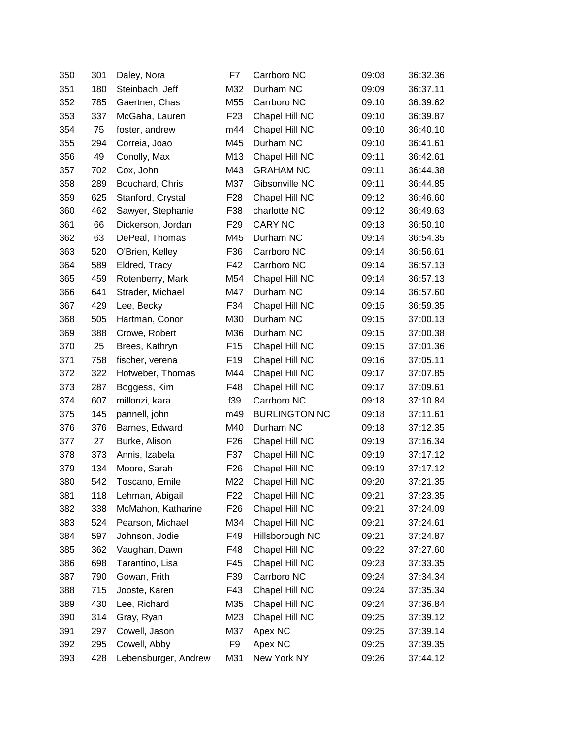| | | | | | | |
|---|---|---|---|---|---|---|
| 350 | 301 | Daley, Nora | F7 | Carrboro NC | 09:08 | 36:32.36 |
| 351 | 180 | Steinbach, Jeff | M32 | Durham NC | 09:09 | 36:37.11 |
| 352 | 785 | Gaertner, Chas | M55 | Carrboro NC | 09:10 | 36:39.62 |
| 353 | 337 | McGaha, Lauren | F23 | Chapel Hill NC | 09:10 | 36:39.87 |
| 354 | 75 | foster, andrew | m44 | Chapel Hill NC | 09:10 | 36:40.10 |
| 355 | 294 | Correia, Joao | M45 | Durham NC | 09:10 | 36:41.61 |
| 356 | 49 | Conolly, Max | M13 | Chapel Hill NC | 09:11 | 36:42.61 |
| 357 | 702 | Cox, John | M43 | GRAHAM NC | 09:11 | 36:44.38 |
| 358 | 289 | Bouchard, Chris | M37 | Gibsonville NC | 09:11 | 36:44.85 |
| 359 | 625 | Stanford, Crystal | F28 | Chapel Hill NC | 09:12 | 36:46.60 |
| 360 | 462 | Sawyer, Stephanie | F38 | charlotte NC | 09:12 | 36:49.63 |
| 361 | 66 | Dickerson, Jordan | F29 | CARY NC | 09:13 | 36:50.10 |
| 362 | 63 | DePeal, Thomas | M45 | Durham NC | 09:14 | 36:54.35 |
| 363 | 520 | O'Brien, Kelley | F36 | Carrboro NC | 09:14 | 36:56.61 |
| 364 | 589 | Eldred, Tracy | F42 | Carrboro NC | 09:14 | 36:57.13 |
| 365 | 459 | Rotenberry, Mark | M54 | Chapel Hill NC | 09:14 | 36:57.13 |
| 366 | 641 | Strader, Michael | M47 | Durham NC | 09:14 | 36:57.60 |
| 367 | 429 | Lee, Becky | F34 | Chapel Hill NC | 09:15 | 36:59.35 |
| 368 | 505 | Hartman, Conor | M30 | Durham NC | 09:15 | 37:00.13 |
| 369 | 388 | Crowe, Robert | M36 | Durham NC | 09:15 | 37:00.38 |
| 370 | 25 | Brees, Kathryn | F15 | Chapel Hill NC | 09:15 | 37:01.36 |
| 371 | 758 | fischer, verena | F19 | Chapel Hill NC | 09:16 | 37:05.11 |
| 372 | 322 | Hofweber, Thomas | M44 | Chapel Hill NC | 09:17 | 37:07.85 |
| 373 | 287 | Boggess, Kim | F48 | Chapel Hill NC | 09:17 | 37:09.61 |
| 374 | 607 | millonzi, kara | f39 | Carrboro NC | 09:18 | 37:10.84 |
| 375 | 145 | pannell, john | m49 | BURLINGTON NC | 09:18 | 37:11.61 |
| 376 | 376 | Barnes, Edward | M40 | Durham NC | 09:18 | 37:12.35 |
| 377 | 27 | Burke, Alison | F26 | Chapel Hill NC | 09:19 | 37:16.34 |
| 378 | 373 | Annis, Izabela | F37 | Chapel Hill NC | 09:19 | 37:17.12 |
| 379 | 134 | Moore, Sarah | F26 | Chapel Hill NC | 09:19 | 37:17.12 |
| 380 | 542 | Toscano, Emile | M22 | Chapel Hill NC | 09:20 | 37:21.35 |
| 381 | 118 | Lehman, Abigail | F22 | Chapel Hill NC | 09:21 | 37:23.35 |
| 382 | 338 | McMahon, Katharine | F26 | Chapel Hill NC | 09:21 | 37:24.09 |
| 383 | 524 | Pearson, Michael | M34 | Chapel Hill NC | 09:21 | 37:24.61 |
| 384 | 597 | Johnson, Jodie | F49 | Hillsborough NC | 09:21 | 37:24.87 |
| 385 | 362 | Vaughan, Dawn | F48 | Chapel Hill NC | 09:22 | 37:27.60 |
| 386 | 698 | Tarantino, Lisa | F45 | Chapel Hill NC | 09:23 | 37:33.35 |
| 387 | 790 | Gowan, Frith | F39 | Carrboro NC | 09:24 | 37:34.34 |
| 388 | 715 | Jooste, Karen | F43 | Chapel Hill NC | 09:24 | 37:35.34 |
| 389 | 430 | Lee, Richard | M35 | Chapel Hill NC | 09:24 | 37:36.84 |
| 390 | 314 | Gray, Ryan | M23 | Chapel Hill NC | 09:25 | 37:39.12 |
| 391 | 297 | Cowell, Jason | M37 | Apex NC | 09:25 | 37:39.14 |
| 392 | 295 | Cowell, Abby | F9 | Apex NC | 09:25 | 37:39.35 |
| 393 | 428 | Lebensburger, Andrew | M31 | New York NY | 09:26 | 37:44.12 |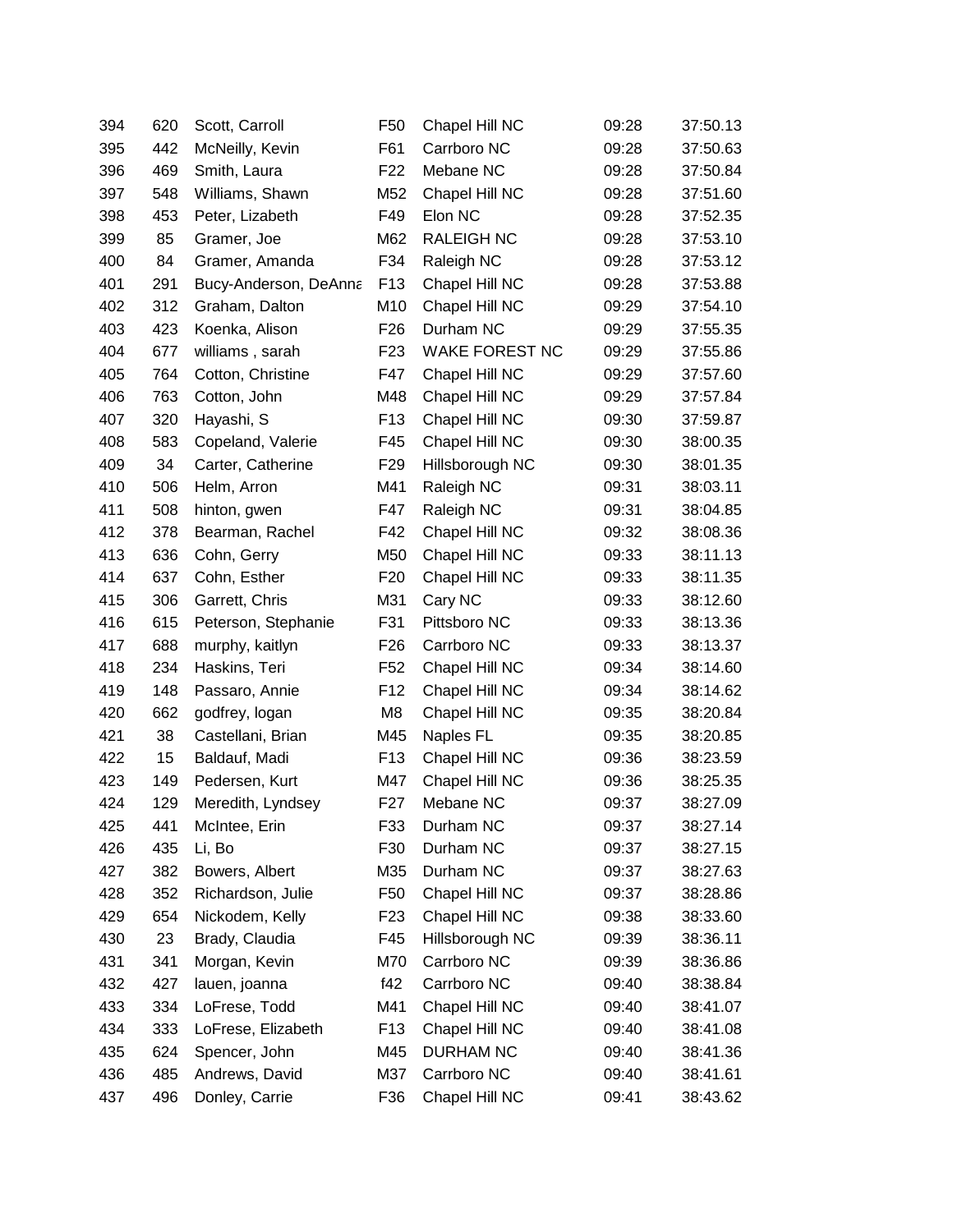| | | | | | | |
|---|---|---|---|---|---|---|
| 394 | 620 | Scott, Carroll | F50 | Chapel Hill NC | 09:28 | 37:50.13 |
| 395 | 442 | McNeilly, Kevin | F61 | Carrboro NC | 09:28 | 37:50.63 |
| 396 | 469 | Smith, Laura | F22 | Mebane NC | 09:28 | 37:50.84 |
| 397 | 548 | Williams, Shawn | M52 | Chapel Hill NC | 09:28 | 37:51.60 |
| 398 | 453 | Peter, Lizabeth | F49 | Elon NC | 09:28 | 37:52.35 |
| 399 | 85 | Gramer, Joe | M62 | RALEIGH NC | 09:28 | 37:53.10 |
| 400 | 84 | Gramer, Amanda | F34 | Raleigh NC | 09:28 | 37:53.12 |
| 401 | 291 | Bucy-Anderson, DeAnna | F13 | Chapel Hill NC | 09:28 | 37:53.88 |
| 402 | 312 | Graham, Dalton | M10 | Chapel Hill NC | 09:29 | 37:54.10 |
| 403 | 423 | Koenka, Alison | F26 | Durham NC | 09:29 | 37:55.35 |
| 404 | 677 | williams , sarah | F23 | WAKE FOREST NC | 09:29 | 37:55.86 |
| 405 | 764 | Cotton, Christine | F47 | Chapel Hill NC | 09:29 | 37:57.60 |
| 406 | 763 | Cotton, John | M48 | Chapel Hill NC | 09:29 | 37:57.84 |
| 407 | 320 | Hayashi, S | F13 | Chapel Hill NC | 09:30 | 37:59.87 |
| 408 | 583 | Copeland, Valerie | F45 | Chapel Hill NC | 09:30 | 38:00.35 |
| 409 | 34 | Carter, Catherine | F29 | Hillsborough NC | 09:30 | 38:01.35 |
| 410 | 506 | Helm, Arron | M41 | Raleigh NC | 09:31 | 38:03.11 |
| 411 | 508 | hinton, gwen | F47 | Raleigh NC | 09:31 | 38:04.85 |
| 412 | 378 | Bearman, Rachel | F42 | Chapel Hill NC | 09:32 | 38:08.36 |
| 413 | 636 | Cohn, Gerry | M50 | Chapel Hill NC | 09:33 | 38:11.13 |
| 414 | 637 | Cohn, Esther | F20 | Chapel Hill NC | 09:33 | 38:11.35 |
| 415 | 306 | Garrett, Chris | M31 | Cary NC | 09:33 | 38:12.60 |
| 416 | 615 | Peterson, Stephanie | F31 | Pittsboro NC | 09:33 | 38:13.36 |
| 417 | 688 | murphy, kaitlyn | F26 | Carrboro NC | 09:33 | 38:13.37 |
| 418 | 234 | Haskins, Teri | F52 | Chapel Hill NC | 09:34 | 38:14.60 |
| 419 | 148 | Passaro, Annie | F12 | Chapel Hill NC | 09:34 | 38:14.62 |
| 420 | 662 | godfrey, logan | M8 | Chapel Hill NC | 09:35 | 38:20.84 |
| 421 | 38 | Castellani, Brian | M45 | Naples FL | 09:35 | 38:20.85 |
| 422 | 15 | Baldauf, Madi | F13 | Chapel Hill NC | 09:36 | 38:23.59 |
| 423 | 149 | Pedersen, Kurt | M47 | Chapel Hill NC | 09:36 | 38:25.35 |
| 424 | 129 | Meredith, Lyndsey | F27 | Mebane NC | 09:37 | 38:27.09 |
| 425 | 441 | McIntee, Erin | F33 | Durham NC | 09:37 | 38:27.14 |
| 426 | 435 | Li, Bo | F30 | Durham NC | 09:37 | 38:27.15 |
| 427 | 382 | Bowers, Albert | M35 | Durham NC | 09:37 | 38:27.63 |
| 428 | 352 | Richardson, Julie | F50 | Chapel Hill NC | 09:37 | 38:28.86 |
| 429 | 654 | Nickodem, Kelly | F23 | Chapel Hill NC | 09:38 | 38:33.60 |
| 430 | 23 | Brady, Claudia | F45 | Hillsborough NC | 09:39 | 38:36.11 |
| 431 | 341 | Morgan, Kevin | M70 | Carrboro NC | 09:39 | 38:36.86 |
| 432 | 427 | lauen, joanna | f42 | Carrboro NC | 09:40 | 38:38.84 |
| 433 | 334 | LoFrese, Todd | M41 | Chapel Hill NC | 09:40 | 38:41.07 |
| 434 | 333 | LoFrese, Elizabeth | F13 | Chapel Hill NC | 09:40 | 38:41.08 |
| 435 | 624 | Spencer, John | M45 | DURHAM NC | 09:40 | 38:41.36 |
| 436 | 485 | Andrews, David | M37 | Carrboro NC | 09:40 | 38:41.61 |
| 437 | 496 | Donley, Carrie | F36 | Chapel Hill NC | 09:41 | 38:43.62 |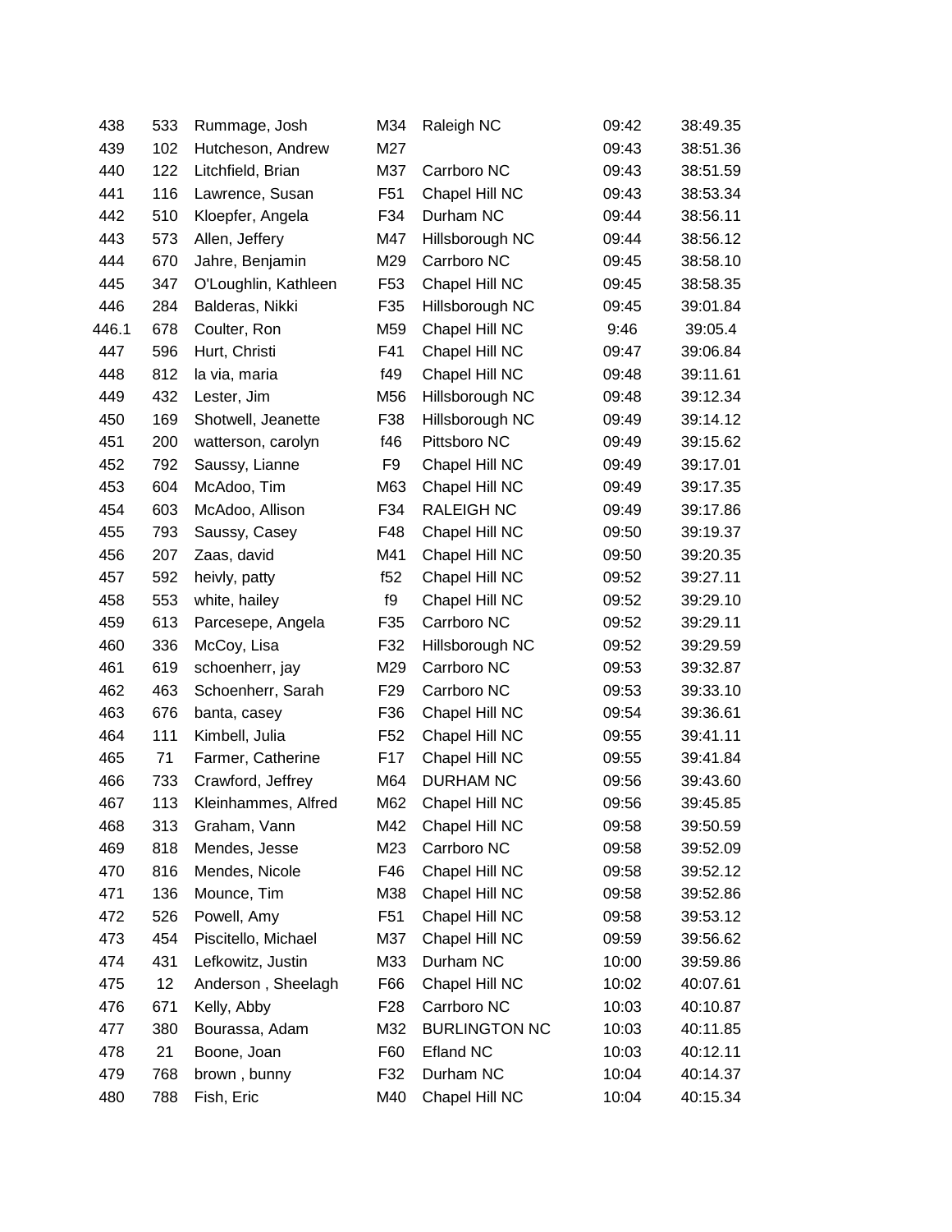| | | | | | | |
|---|---|---|---|---|---|---|
| 438 | 533 | Rummage, Josh | M34 | Raleigh NC | 09:42 | 38:49.35 |
| 439 | 102 | Hutcheson, Andrew | M27 | | 09:43 | 38:51.36 |
| 440 | 122 | Litchfield, Brian | M37 | Carrboro NC | 09:43 | 38:51.59 |
| 441 | 116 | Lawrence, Susan | F51 | Chapel Hill NC | 09:43 | 38:53.34 |
| 442 | 510 | Kloepfer, Angela | F34 | Durham NC | 09:44 | 38:56.11 |
| 443 | 573 | Allen, Jeffery | M47 | Hillsborough NC | 09:44 | 38:56.12 |
| 444 | 670 | Jahre, Benjamin | M29 | Carrboro NC | 09:45 | 38:58.10 |
| 445 | 347 | O'Loughlin, Kathleen | F53 | Chapel Hill NC | 09:45 | 38:58.35 |
| 446 | 284 | Balderas, Nikki | F35 | Hillsborough NC | 09:45 | 39:01.84 |
| 446.1 | 678 | Coulter, Ron | M59 | Chapel Hill NC | 9:46 | 39:05.4 |
| 447 | 596 | Hurt, Christi | F41 | Chapel Hill NC | 09:47 | 39:06.84 |
| 448 | 812 | la via, maria | f49 | Chapel Hill NC | 09:48 | 39:11.61 |
| 449 | 432 | Lester, Jim | M56 | Hillsborough NC | 09:48 | 39:12.34 |
| 450 | 169 | Shotwell, Jeanette | F38 | Hillsborough NC | 09:49 | 39:14.12 |
| 451 | 200 | watterson, carolyn | f46 | Pittsboro NC | 09:49 | 39:15.62 |
| 452 | 792 | Saussy, Lianne | F9 | Chapel Hill NC | 09:49 | 39:17.01 |
| 453 | 604 | McAdoo, Tim | M63 | Chapel Hill NC | 09:49 | 39:17.35 |
| 454 | 603 | McAdoo, Allison | F34 | RALEIGH NC | 09:49 | 39:17.86 |
| 455 | 793 | Saussy, Casey | F48 | Chapel Hill NC | 09:50 | 39:19.37 |
| 456 | 207 | Zaas, david | M41 | Chapel Hill NC | 09:50 | 39:20.35 |
| 457 | 592 | heivly, patty | f52 | Chapel Hill NC | 09:52 | 39:27.11 |
| 458 | 553 | white, hailey | f9 | Chapel Hill NC | 09:52 | 39:29.10 |
| 459 | 613 | Parcesepe, Angela | F35 | Carrboro NC | 09:52 | 39:29.11 |
| 460 | 336 | McCoy, Lisa | F32 | Hillsborough NC | 09:52 | 39:29.59 |
| 461 | 619 | schoenherr, jay | M29 | Carrboro NC | 09:53 | 39:32.87 |
| 462 | 463 | Schoenherr, Sarah | F29 | Carrboro NC | 09:53 | 39:33.10 |
| 463 | 676 | banta, casey | F36 | Chapel Hill NC | 09:54 | 39:36.61 |
| 464 | 111 | Kimbell, Julia | F52 | Chapel Hill NC | 09:55 | 39:41.11 |
| 465 | 71 | Farmer, Catherine | F17 | Chapel Hill NC | 09:55 | 39:41.84 |
| 466 | 733 | Crawford, Jeffrey | M64 | DURHAM NC | 09:56 | 39:43.60 |
| 467 | 113 | Kleinhammes, Alfred | M62 | Chapel Hill NC | 09:56 | 39:45.85 |
| 468 | 313 | Graham, Vann | M42 | Chapel Hill NC | 09:58 | 39:50.59 |
| 469 | 818 | Mendes, Jesse | M23 | Carrboro NC | 09:58 | 39:52.09 |
| 470 | 816 | Mendes, Nicole | F46 | Chapel Hill NC | 09:58 | 39:52.12 |
| 471 | 136 | Mounce, Tim | M38 | Chapel Hill NC | 09:58 | 39:52.86 |
| 472 | 526 | Powell, Amy | F51 | Chapel Hill NC | 09:58 | 39:53.12 |
| 473 | 454 | Piscitello, Michael | M37 | Chapel Hill NC | 09:59 | 39:56.62 |
| 474 | 431 | Lefkowitz, Justin | M33 | Durham NC | 10:00 | 39:59.86 |
| 475 | 12 | Anderson , Sheelagh | F66 | Chapel Hill NC | 10:02 | 40:07.61 |
| 476 | 671 | Kelly, Abby | F28 | Carrboro NC | 10:03 | 40:10.87 |
| 477 | 380 | Bourassa, Adam | M32 | BURLINGTON NC | 10:03 | 40:11.85 |
| 478 | 21 | Boone, Joan | F60 | Efland NC | 10:03 | 40:12.11 |
| 479 | 768 | brown , bunny | F32 | Durham NC | 10:04 | 40:14.37 |
| 480 | 788 | Fish, Eric | M40 | Chapel Hill NC | 10:04 | 40:15.34 |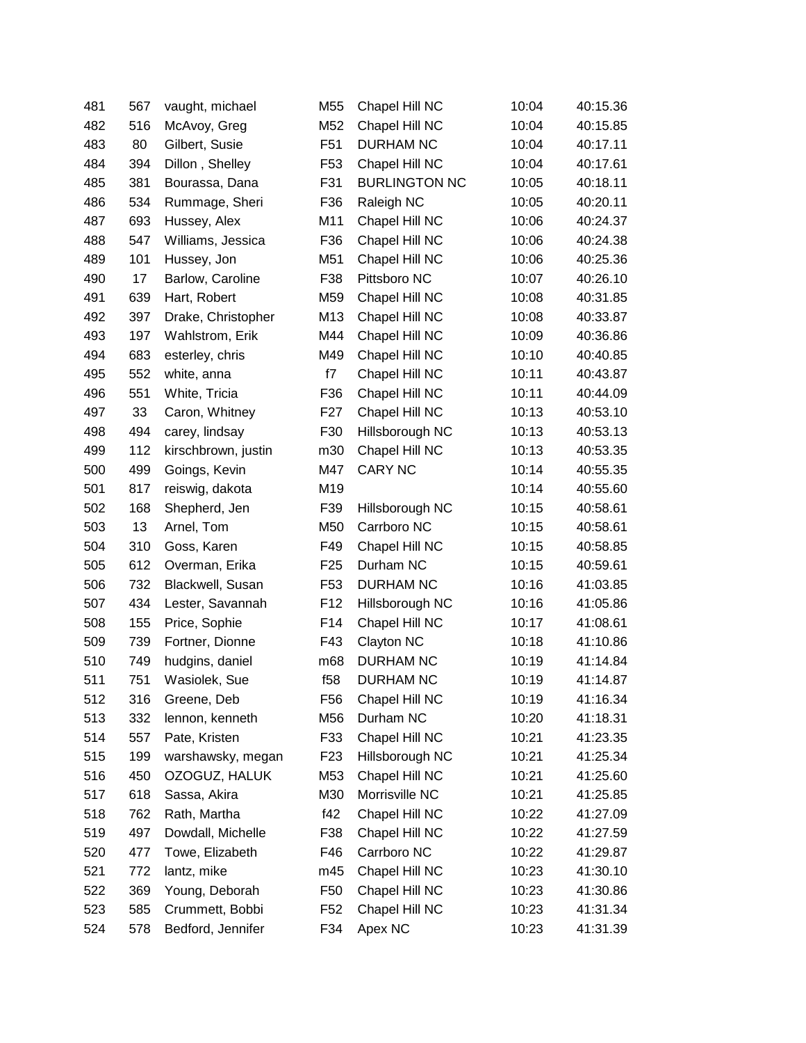| | | | | | | |
|---|---|---|---|---|---|---|
| 481 | 567 | vaught, michael | M55 | Chapel Hill NC | 10:04 | 40:15.36 |
| 482 | 516 | McAvoy, Greg | M52 | Chapel Hill NC | 10:04 | 40:15.85 |
| 483 | 80 | Gilbert, Susie | F51 | DURHAM NC | 10:04 | 40:17.11 |
| 484 | 394 | Dillon , Shelley | F53 | Chapel Hill NC | 10:04 | 40:17.61 |
| 485 | 381 | Bourassa, Dana | F31 | BURLINGTON NC | 10:05 | 40:18.11 |
| 486 | 534 | Rummage, Sheri | F36 | Raleigh NC | 10:05 | 40:20.11 |
| 487 | 693 | Hussey, Alex | M11 | Chapel Hill NC | 10:06 | 40:24.37 |
| 488 | 547 | Williams, Jessica | F36 | Chapel Hill NC | 10:06 | 40:24.38 |
| 489 | 101 | Hussey, Jon | M51 | Chapel Hill NC | 10:06 | 40:25.36 |
| 490 | 17 | Barlow, Caroline | F38 | Pittsboro NC | 10:07 | 40:26.10 |
| 491 | 639 | Hart, Robert | M59 | Chapel Hill NC | 10:08 | 40:31.85 |
| 492 | 397 | Drake, Christopher | M13 | Chapel Hill NC | 10:08 | 40:33.87 |
| 493 | 197 | Wahlstrom, Erik | M44 | Chapel Hill NC | 10:09 | 40:36.86 |
| 494 | 683 | esterley, chris | M49 | Chapel Hill NC | 10:10 | 40:40.85 |
| 495 | 552 | white, anna | f7 | Chapel Hill NC | 10:11 | 40:43.87 |
| 496 | 551 | White, Tricia | F36 | Chapel Hill NC | 10:11 | 40:44.09 |
| 497 | 33 | Caron, Whitney | F27 | Chapel Hill NC | 10:13 | 40:53.10 |
| 498 | 494 | carey, lindsay | F30 | Hillsborough NC | 10:13 | 40:53.13 |
| 499 | 112 | kirschbrown, justin | m30 | Chapel Hill NC | 10:13 | 40:53.35 |
| 500 | 499 | Goings, Kevin | M47 | CARY NC | 10:14 | 40:55.35 |
| 501 | 817 | reiswig, dakota | M19 | | 10:14 | 40:55.60 |
| 502 | 168 | Shepherd, Jen | F39 | Hillsborough NC | 10:15 | 40:58.61 |
| 503 | 13 | Arnel, Tom | M50 | Carrboro NC | 10:15 | 40:58.61 |
| 504 | 310 | Goss, Karen | F49 | Chapel Hill NC | 10:15 | 40:58.85 |
| 505 | 612 | Overman, Erika | F25 | Durham NC | 10:15 | 40:59.61 |
| 506 | 732 | Blackwell, Susan | F53 | DURHAM NC | 10:16 | 41:03.85 |
| 507 | 434 | Lester, Savannah | F12 | Hillsborough NC | 10:16 | 41:05.86 |
| 508 | 155 | Price, Sophie | F14 | Chapel Hill NC | 10:17 | 41:08.61 |
| 509 | 739 | Fortner, Dionne | F43 | Clayton NC | 10:18 | 41:10.86 |
| 510 | 749 | hudgins, daniel | m68 | DURHAM NC | 10:19 | 41:14.84 |
| 511 | 751 | Wasiolek, Sue | f58 | DURHAM NC | 10:19 | 41:14.87 |
| 512 | 316 | Greene, Deb | F56 | Chapel Hill NC | 10:19 | 41:16.34 |
| 513 | 332 | lennon, kenneth | M56 | Durham NC | 10:20 | 41:18.31 |
| 514 | 557 | Pate, Kristen | F33 | Chapel Hill NC | 10:21 | 41:23.35 |
| 515 | 199 | warshawsky, megan | F23 | Hillsborough NC | 10:21 | 41:25.34 |
| 516 | 450 | OZOGUZ, HALUK | M53 | Chapel Hill NC | 10:21 | 41:25.60 |
| 517 | 618 | Sassa, Akira | M30 | Morrisville NC | 10:21 | 41:25.85 |
| 518 | 762 | Rath, Martha | f42 | Chapel Hill NC | 10:22 | 41:27.09 |
| 519 | 497 | Dowdall, Michelle | F38 | Chapel Hill NC | 10:22 | 41:27.59 |
| 520 | 477 | Towe, Elizabeth | F46 | Carrboro NC | 10:22 | 41:29.87 |
| 521 | 772 | lantz, mike | m45 | Chapel Hill NC | 10:23 | 41:30.10 |
| 522 | 369 | Young, Deborah | F50 | Chapel Hill NC | 10:23 | 41:30.86 |
| 523 | 585 | Crummett, Bobbi | F52 | Chapel Hill NC | 10:23 | 41:31.34 |
| 524 | 578 | Bedford, Jennifer | F34 | Apex NC | 10:23 | 41:31.39 |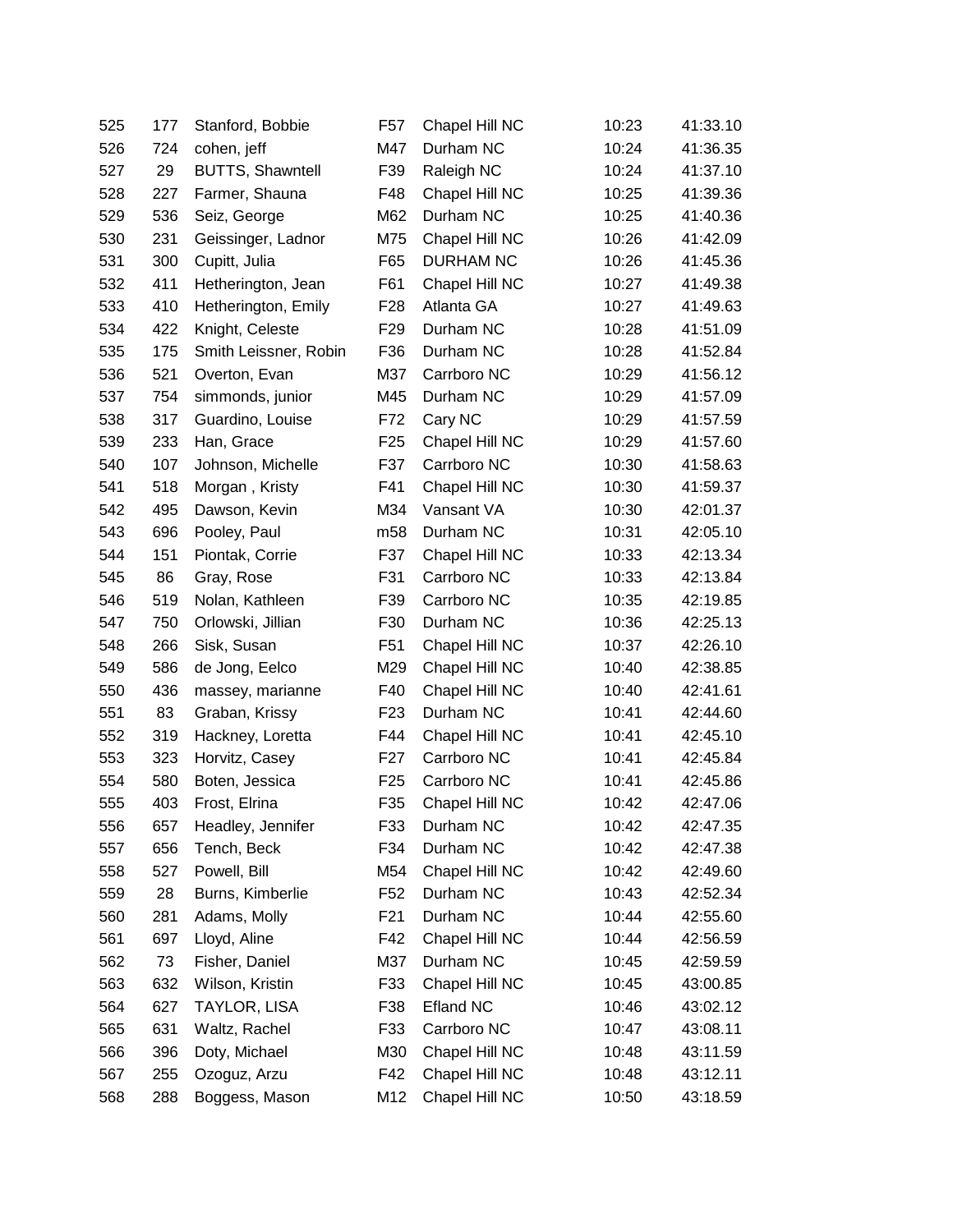| | | | | | | |
|---|---|---|---|---|---|---|
| 525 | 177 | Stanford, Bobbie | F57 | Chapel Hill NC | 10:23 | 41:33.10 |
| 526 | 724 | cohen, jeff | M47 | Durham NC | 10:24 | 41:36.35 |
| 527 | 29 | BUTTS, Shawntell | F39 | Raleigh NC | 10:24 | 41:37.10 |
| 528 | 227 | Farmer, Shauna | F48 | Chapel Hill NC | 10:25 | 41:39.36 |
| 529 | 536 | Seiz, George | M62 | Durham NC | 10:25 | 41:40.36 |
| 530 | 231 | Geissinger, Ladnor | M75 | Chapel Hill NC | 10:26 | 41:42.09 |
| 531 | 300 | Cupitt, Julia | F65 | DURHAM NC | 10:26 | 41:45.36 |
| 532 | 411 | Hetherington, Jean | F61 | Chapel Hill NC | 10:27 | 41:49.38 |
| 533 | 410 | Hetherington, Emily | F28 | Atlanta GA | 10:27 | 41:49.63 |
| 534 | 422 | Knight, Celeste | F29 | Durham NC | 10:28 | 41:51.09 |
| 535 | 175 | Smith Leissner, Robin | F36 | Durham NC | 10:28 | 41:52.84 |
| 536 | 521 | Overton, Evan | M37 | Carrboro NC | 10:29 | 41:56.12 |
| 537 | 754 | simmonds, junior | M45 | Durham NC | 10:29 | 41:57.09 |
| 538 | 317 | Guardino, Louise | F72 | Cary NC | 10:29 | 41:57.59 |
| 539 | 233 | Han, Grace | F25 | Chapel Hill NC | 10:29 | 41:57.60 |
| 540 | 107 | Johnson, Michelle | F37 | Carrboro NC | 10:30 | 41:58.63 |
| 541 | 518 | Morgan , Kristy | F41 | Chapel Hill NC | 10:30 | 41:59.37 |
| 542 | 495 | Dawson, Kevin | M34 | Vansant VA | 10:30 | 42:01.37 |
| 543 | 696 | Pooley, Paul | m58 | Durham NC | 10:31 | 42:05.10 |
| 544 | 151 | Piontak, Corrie | F37 | Chapel Hill NC | 10:33 | 42:13.34 |
| 545 | 86 | Gray, Rose | F31 | Carrboro NC | 10:33 | 42:13.84 |
| 546 | 519 | Nolan, Kathleen | F39 | Carrboro NC | 10:35 | 42:19.85 |
| 547 | 750 | Orlowski, Jillian | F30 | Durham NC | 10:36 | 42:25.13 |
| 548 | 266 | Sisk, Susan | F51 | Chapel Hill NC | 10:37 | 42:26.10 |
| 549 | 586 | de Jong, Eelco | M29 | Chapel Hill NC | 10:40 | 42:38.85 |
| 550 | 436 | massey, marianne | F40 | Chapel Hill NC | 10:40 | 42:41.61 |
| 551 | 83 | Graban, Krissy | F23 | Durham NC | 10:41 | 42:44.60 |
| 552 | 319 | Hackney, Loretta | F44 | Chapel Hill NC | 10:41 | 42:45.10 |
| 553 | 323 | Horvitz, Casey | F27 | Carrboro NC | 10:41 | 42:45.84 |
| 554 | 580 | Boten, Jessica | F25 | Carrboro NC | 10:41 | 42:45.86 |
| 555 | 403 | Frost, Elrina | F35 | Chapel Hill NC | 10:42 | 42:47.06 |
| 556 | 657 | Headley, Jennifer | F33 | Durham NC | 10:42 | 42:47.35 |
| 557 | 656 | Tench, Beck | F34 | Durham NC | 10:42 | 42:47.38 |
| 558 | 527 | Powell, Bill | M54 | Chapel Hill NC | 10:42 | 42:49.60 |
| 559 | 28 | Burns, Kimberlie | F52 | Durham NC | 10:43 | 42:52.34 |
| 560 | 281 | Adams, Molly | F21 | Durham NC | 10:44 | 42:55.60 |
| 561 | 697 | Lloyd, Aline | F42 | Chapel Hill NC | 10:44 | 42:56.59 |
| 562 | 73 | Fisher, Daniel | M37 | Durham NC | 10:45 | 42:59.59 |
| 563 | 632 | Wilson, Kristin | F33 | Chapel Hill NC | 10:45 | 43:00.85 |
| 564 | 627 | TAYLOR, LISA | F38 | Efland NC | 10:46 | 43:02.12 |
| 565 | 631 | Waltz, Rachel | F33 | Carrboro NC | 10:47 | 43:08.11 |
| 566 | 396 | Doty, Michael | M30 | Chapel Hill NC | 10:48 | 43:11.59 |
| 567 | 255 | Ozoguz, Arzu | F42 | Chapel Hill NC | 10:48 | 43:12.11 |
| 568 | 288 | Boggess, Mason | M12 | Chapel Hill NC | 10:50 | 43:18.59 |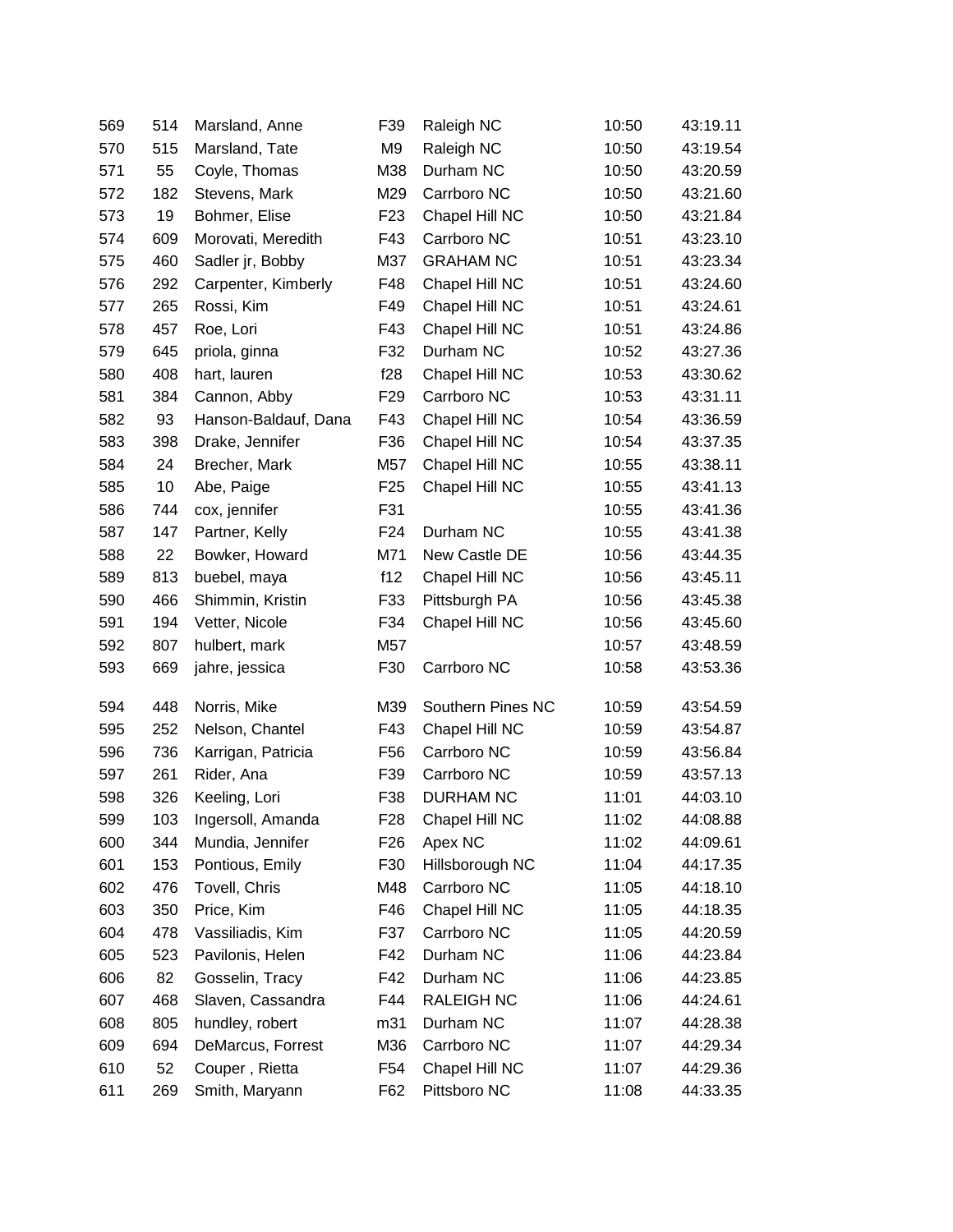| | | | | | | |
|---|---|---|---|---|---|---|
| 569 | 514 | Marsland, Anne | F39 | Raleigh NC | 10:50 | 43:19.11 |
| 570 | 515 | Marsland, Tate | M9 | Raleigh NC | 10:50 | 43:19.54 |
| 571 | 55 | Coyle, Thomas | M38 | Durham NC | 10:50 | 43:20.59 |
| 572 | 182 | Stevens, Mark | M29 | Carrboro NC | 10:50 | 43:21.60 |
| 573 | 19 | Bohmer, Elise | F23 | Chapel Hill NC | 10:50 | 43:21.84 |
| 574 | 609 | Morovati, Meredith | F43 | Carrboro NC | 10:51 | 43:23.10 |
| 575 | 460 | Sadler jr, Bobby | M37 | GRAHAM NC | 10:51 | 43:23.34 |
| 576 | 292 | Carpenter, Kimberly | F48 | Chapel Hill NC | 10:51 | 43:24.60 |
| 577 | 265 | Rossi, Kim | F49 | Chapel Hill NC | 10:51 | 43:24.61 |
| 578 | 457 | Roe, Lori | F43 | Chapel Hill NC | 10:51 | 43:24.86 |
| 579 | 645 | priola, ginna | F32 | Durham NC | 10:52 | 43:27.36 |
| 580 | 408 | hart, lauren | f28 | Chapel Hill NC | 10:53 | 43:30.62 |
| 581 | 384 | Cannon, Abby | F29 | Carrboro NC | 10:53 | 43:31.11 |
| 582 | 93 | Hanson-Baldauf, Dana | F43 | Chapel Hill NC | 10:54 | 43:36.59 |
| 583 | 398 | Drake, Jennifer | F36 | Chapel Hill NC | 10:54 | 43:37.35 |
| 584 | 24 | Brecher, Mark | M57 | Chapel Hill NC | 10:55 | 43:38.11 |
| 585 | 10 | Abe, Paige | F25 | Chapel Hill NC | 10:55 | 43:41.13 |
| 586 | 744 | cox, jennifer | F31 | | 10:55 | 43:41.36 |
| 587 | 147 | Partner, Kelly | F24 | Durham NC | 10:55 | 43:41.38 |
| 588 | 22 | Bowker, Howard | M71 | New Castle DE | 10:56 | 43:44.35 |
| 589 | 813 | buebel, maya | f12 | Chapel Hill NC | 10:56 | 43:45.11 |
| 590 | 466 | Shimmin, Kristin | F33 | Pittsburgh PA | 10:56 | 43:45.38 |
| 591 | 194 | Vetter, Nicole | F34 | Chapel Hill NC | 10:56 | 43:45.60 |
| 592 | 807 | hulbert, mark | M57 | | 10:57 | 43:48.59 |
| 593 | 669 | jahre, jessica | F30 | Carrboro NC | 10:58 | 43:53.36 |
| 594 | 448 | Norris, Mike | M39 | Southern Pines NC | 10:59 | 43:54.59 |
| 595 | 252 | Nelson, Chantel | F43 | Chapel Hill NC | 10:59 | 43:54.87 |
| 596 | 736 | Karrigan, Patricia | F56 | Carrboro NC | 10:59 | 43:56.84 |
| 597 | 261 | Rider, Ana | F39 | Carrboro NC | 10:59 | 43:57.13 |
| 598 | 326 | Keeling, Lori | F38 | DURHAM NC | 11:01 | 44:03.10 |
| 599 | 103 | Ingersoll, Amanda | F28 | Chapel Hill NC | 11:02 | 44:08.88 |
| 600 | 344 | Mundia, Jennifer | F26 | Apex NC | 11:02 | 44:09.61 |
| 601 | 153 | Pontious, Emily | F30 | Hillsborough NC | 11:04 | 44:17.35 |
| 602 | 476 | Tovell, Chris | M48 | Carrboro NC | 11:05 | 44:18.10 |
| 603 | 350 | Price, Kim | F46 | Chapel Hill NC | 11:05 | 44:18.35 |
| 604 | 478 | Vassiliadis, Kim | F37 | Carrboro NC | 11:05 | 44:20.59 |
| 605 | 523 | Pavilonis, Helen | F42 | Durham NC | 11:06 | 44:23.84 |
| 606 | 82 | Gosselin, Tracy | F42 | Durham NC | 11:06 | 44:23.85 |
| 607 | 468 | Slaven, Cassandra | F44 | RALEIGH NC | 11:06 | 44:24.61 |
| 608 | 805 | hundley, robert | m31 | Durham NC | 11:07 | 44:28.38 |
| 609 | 694 | DeMarcus, Forrest | M36 | Carrboro NC | 11:07 | 44:29.34 |
| 610 | 52 | Couper , Rietta | F54 | Chapel Hill NC | 11:07 | 44:29.36 |
| 611 | 269 | Smith, Maryann | F62 | Pittsboro NC | 11:08 | 44:33.35 |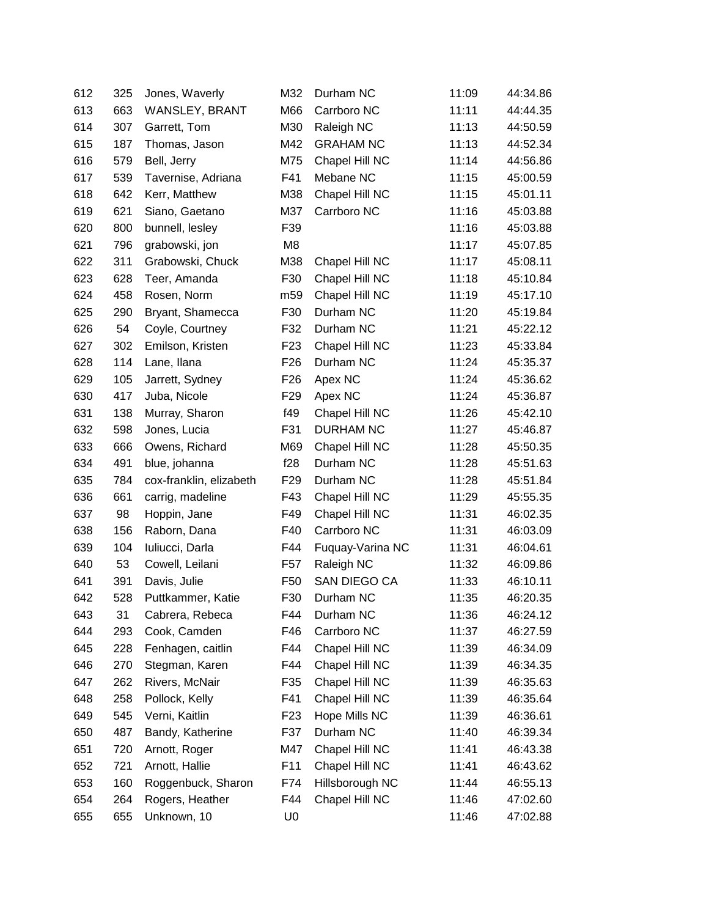| | | | | | | |
|---|---|---|---|---|---|---|
| 612 | 325 | Jones, Waverly | M32 | Durham NC | 11:09 | 44:34.86 |
| 613 | 663 | WANSLEY, BRANT | M66 | Carrboro NC | 11:11 | 44:44.35 |
| 614 | 307 | Garrett, Tom | M30 | Raleigh NC | 11:13 | 44:50.59 |
| 615 | 187 | Thomas, Jason | M42 | GRAHAM NC | 11:13 | 44:52.34 |
| 616 | 579 | Bell, Jerry | M75 | Chapel Hill NC | 11:14 | 44:56.86 |
| 617 | 539 | Tavernise, Adriana | F41 | Mebane NC | 11:15 | 45:00.59 |
| 618 | 642 | Kerr, Matthew | M38 | Chapel Hill NC | 11:15 | 45:01.11 |
| 619 | 621 | Siano, Gaetano | M37 | Carrboro NC | 11:16 | 45:03.88 |
| 620 | 800 | bunnell, lesley | F39 | | 11:16 | 45:03.88 |
| 621 | 796 | grabowski, jon | M8 | | 11:17 | 45:07.85 |
| 622 | 311 | Grabowski, Chuck | M38 | Chapel Hill NC | 11:17 | 45:08.11 |
| 623 | 628 | Teer, Amanda | F30 | Chapel Hill NC | 11:18 | 45:10.84 |
| 624 | 458 | Rosen, Norm | m59 | Chapel Hill NC | 11:19 | 45:17.10 |
| 625 | 290 | Bryant, Shamecca | F30 | Durham NC | 11:20 | 45:19.84 |
| 626 | 54 | Coyle, Courtney | F32 | Durham NC | 11:21 | 45:22.12 |
| 627 | 302 | Emilson, Kristen | F23 | Chapel Hill NC | 11:23 | 45:33.84 |
| 628 | 114 | Lane, Ilana | F26 | Durham NC | 11:24 | 45:35.37 |
| 629 | 105 | Jarrett, Sydney | F26 | Apex NC | 11:24 | 45:36.62 |
| 630 | 417 | Juba, Nicole | F29 | Apex NC | 11:24 | 45:36.87 |
| 631 | 138 | Murray, Sharon | f49 | Chapel Hill NC | 11:26 | 45:42.10 |
| 632 | 598 | Jones, Lucia | F31 | DURHAM NC | 11:27 | 45:46.87 |
| 633 | 666 | Owens, Richard | M69 | Chapel Hill NC | 11:28 | 45:50.35 |
| 634 | 491 | blue, johanna | f28 | Durham NC | 11:28 | 45:51.63 |
| 635 | 784 | cox-franklin, elizabeth | F29 | Durham NC | 11:28 | 45:51.84 |
| 636 | 661 | carrig, madeline | F43 | Chapel Hill NC | 11:29 | 45:55.35 |
| 637 | 98 | Hoppin, Jane | F49 | Chapel Hill NC | 11:31 | 46:02.35 |
| 638 | 156 | Raborn, Dana | F40 | Carrboro NC | 11:31 | 46:03.09 |
| 639 | 104 | Iuliucci, Darla | F44 | Fuquay-Varina NC | 11:31 | 46:04.61 |
| 640 | 53 | Cowell, Leilani | F57 | Raleigh NC | 11:32 | 46:09.86 |
| 641 | 391 | Davis, Julie | F50 | SAN DIEGO CA | 11:33 | 46:10.11 |
| 642 | 528 | Puttkammer, Katie | F30 | Durham NC | 11:35 | 46:20.35 |
| 643 | 31 | Cabrera, Rebeca | F44 | Durham NC | 11:36 | 46:24.12 |
| 644 | 293 | Cook, Camden | F46 | Carrboro NC | 11:37 | 46:27.59 |
| 645 | 228 | Fenhagen, caitlin | F44 | Chapel Hill NC | 11:39 | 46:34.09 |
| 646 | 270 | Stegman, Karen | F44 | Chapel Hill NC | 11:39 | 46:34.35 |
| 647 | 262 | Rivers, McNair | F35 | Chapel Hill NC | 11:39 | 46:35.63 |
| 648 | 258 | Pollock, Kelly | F41 | Chapel Hill NC | 11:39 | 46:35.64 |
| 649 | 545 | Verni, Kaitlin | F23 | Hope Mills NC | 11:39 | 46:36.61 |
| 650 | 487 | Bandy, Katherine | F37 | Durham NC | 11:40 | 46:39.34 |
| 651 | 720 | Arnott, Roger | M47 | Chapel Hill NC | 11:41 | 46:43.38 |
| 652 | 721 | Arnott, Hallie | F11 | Chapel Hill NC | 11:41 | 46:43.62 |
| 653 | 160 | Roggenbuck, Sharon | F74 | Hillsborough NC | 11:44 | 46:55.13 |
| 654 | 264 | Rogers, Heather | F44 | Chapel Hill NC | 11:46 | 47:02.60 |
| 655 | 655 | Unknown, 10 | U0 | | 11:46 | 47:02.88 |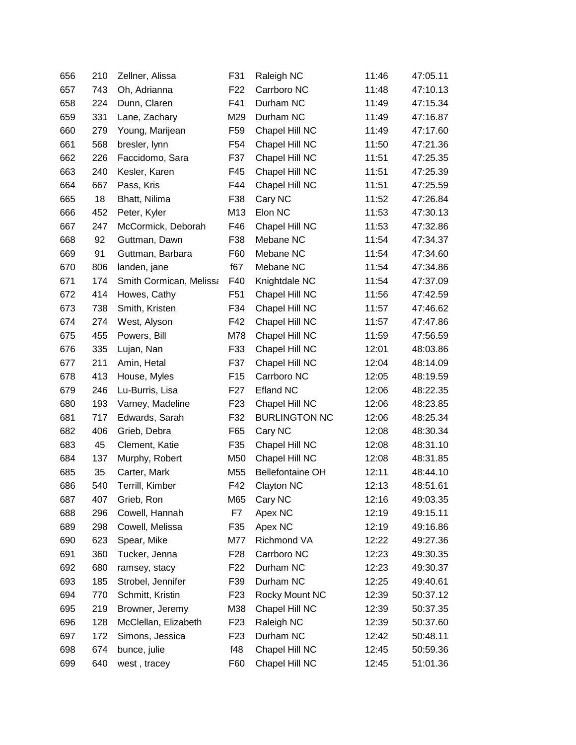| | | | | | | |
|---|---|---|---|---|---|---|
| 656 | 210 | Zellner, Alissa | F31 | Raleigh NC | 11:46 | 47:05.11 |
| 657 | 743 | Oh, Adrianna | F22 | Carrboro NC | 11:48 | 47:10.13 |
| 658 | 224 | Dunn, Claren | F41 | Durham NC | 11:49 | 47:15.34 |
| 659 | 331 | Lane, Zachary | M29 | Durham NC | 11:49 | 47:16.87 |
| 660 | 279 | Young, Marijean | F59 | Chapel Hill NC | 11:49 | 47:17.60 |
| 661 | 568 | bresler, lynn | F54 | Chapel Hill NC | 11:50 | 47:21.36 |
| 662 | 226 | Faccidomo, Sara | F37 | Chapel Hill NC | 11:51 | 47:25.35 |
| 663 | 240 | Kesler, Karen | F45 | Chapel Hill NC | 11:51 | 47:25.39 |
| 664 | 667 | Pass, Kris | F44 | Chapel Hill NC | 11:51 | 47:25.59 |
| 665 | 18 | Bhatt, Nilima | F38 | Cary NC | 11:52 | 47:26.84 |
| 666 | 452 | Peter, Kyler | M13 | Elon NC | 11:53 | 47:30.13 |
| 667 | 247 | McCormick, Deborah | F46 | Chapel Hill NC | 11:53 | 47:32.86 |
| 668 | 92 | Guttman, Dawn | F38 | Mebane NC | 11:54 | 47:34.37 |
| 669 | 91 | Guttman, Barbara | F60 | Mebane NC | 11:54 | 47:34.60 |
| 670 | 806 | landen, jane | f67 | Mebane NC | 11:54 | 47:34.86 |
| 671 | 174 | Smith Cormican, Melissa | F40 | Knightdale NC | 11:54 | 47:37.09 |
| 672 | 414 | Howes, Cathy | F51 | Chapel Hill NC | 11:56 | 47:42.59 |
| 673 | 738 | Smith, Kristen | F34 | Chapel Hill NC | 11:57 | 47:46.62 |
| 674 | 274 | West, Alyson | F42 | Chapel Hill NC | 11:57 | 47:47.86 |
| 675 | 455 | Powers, Bill | M78 | Chapel Hill NC | 11:59 | 47:56.59 |
| 676 | 335 | Lujan, Nan | F33 | Chapel Hill NC | 12:01 | 48:03.86 |
| 677 | 211 | Amin, Hetal | F37 | Chapel Hill NC | 12:04 | 48:14.09 |
| 678 | 413 | House, Myles | F15 | Carrboro NC | 12:05 | 48:19.59 |
| 679 | 246 | Lu-Burris, Lisa | F27 | Efland NC | 12:06 | 48:22.35 |
| 680 | 193 | Varney, Madeline | F23 | Chapel Hill NC | 12:06 | 48:23.85 |
| 681 | 717 | Edwards, Sarah | F32 | BURLINGTON NC | 12:06 | 48:25.34 |
| 682 | 406 | Grieb, Debra | F65 | Cary NC | 12:08 | 48:30.34 |
| 683 | 45 | Clement, Katie | F35 | Chapel Hill NC | 12:08 | 48:31.10 |
| 684 | 137 | Murphy, Robert | M50 | Chapel Hill NC | 12:08 | 48:31.85 |
| 685 | 35 | Carter, Mark | M55 | Bellefontaine OH | 12:11 | 48:44.10 |
| 686 | 540 | Terrill, Kimber | F42 | Clayton NC | 12:13 | 48:51.61 |
| 687 | 407 | Grieb, Ron | M65 | Cary NC | 12:16 | 49:03.35 |
| 688 | 296 | Cowell, Hannah | F7 | Apex NC | 12:19 | 49:15.11 |
| 689 | 298 | Cowell, Melissa | F35 | Apex NC | 12:19 | 49:16.86 |
| 690 | 623 | Spear, Mike | M77 | Richmond VA | 12:22 | 49:27.36 |
| 691 | 360 | Tucker, Jenna | F28 | Carrboro NC | 12:23 | 49:30.35 |
| 692 | 680 | ramsey, stacy | F22 | Durham NC | 12:23 | 49:30.37 |
| 693 | 185 | Strobel, Jennifer | F39 | Durham NC | 12:25 | 49:40.61 |
| 694 | 770 | Schmitt, Kristin | F23 | Rocky Mount NC | 12:39 | 50:37.12 |
| 695 | 219 | Browner, Jeremy | M38 | Chapel Hill NC | 12:39 | 50:37.35 |
| 696 | 128 | McClellan, Elizabeth | F23 | Raleigh NC | 12:39 | 50:37.60 |
| 697 | 172 | Simons, Jessica | F23 | Durham NC | 12:42 | 50:48.11 |
| 698 | 674 | bunce, julie | f48 | Chapel Hill NC | 12:45 | 50:59.36 |
| 699 | 640 | west , tracey | F60 | Chapel Hill NC | 12:45 | 51:01.36 |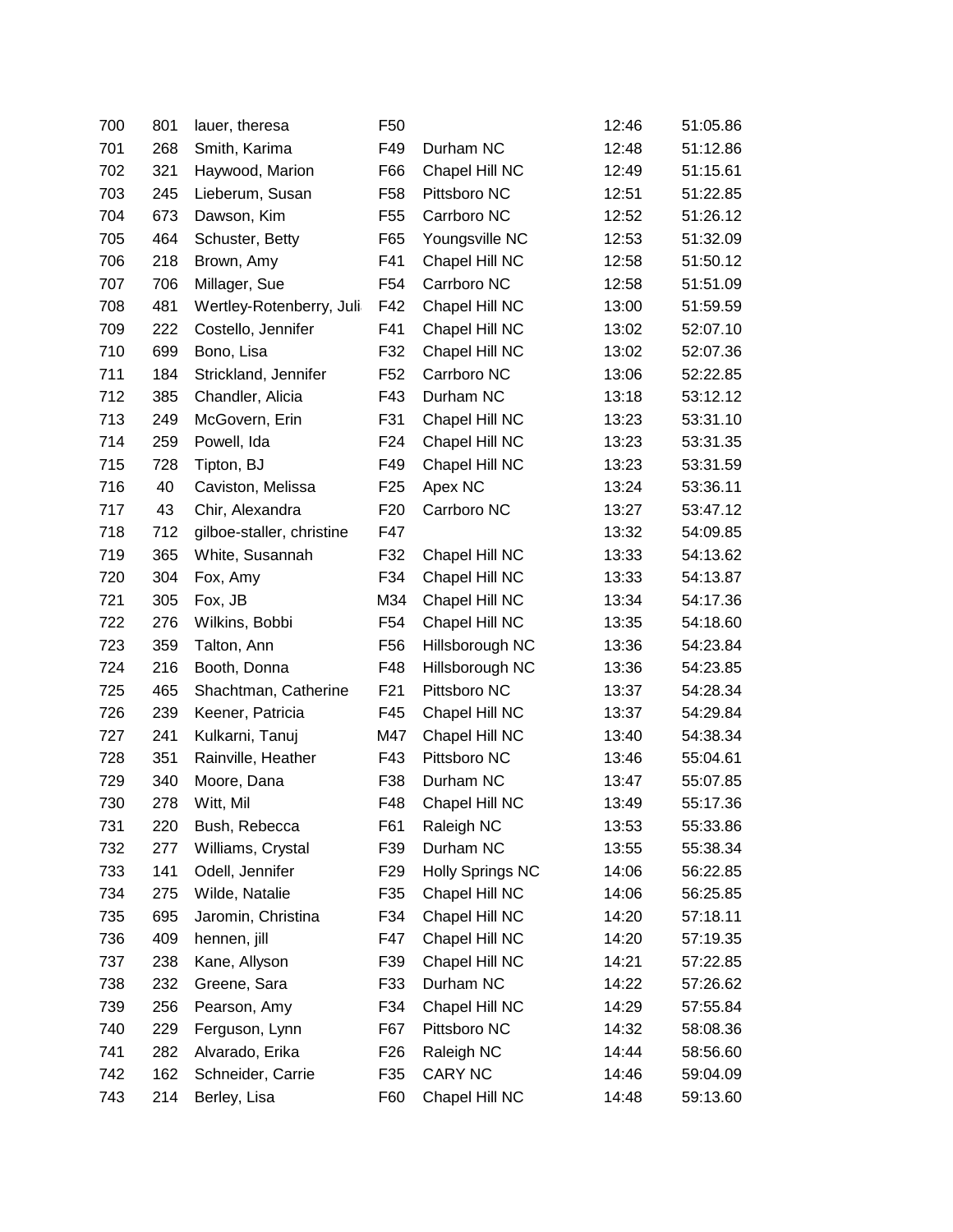| | | | | | | |
|---|---|---|---|---|---|---|
| 700 | 801 | lauer, theresa | F50 | | 12:46 | 51:05.86 |
| 701 | 268 | Smith, Karima | F49 | Durham NC | 12:48 | 51:12.86 |
| 702 | 321 | Haywood, Marion | F66 | Chapel Hill NC | 12:49 | 51:15.61 |
| 703 | 245 | Lieberum, Susan | F58 | Pittsboro NC | 12:51 | 51:22.85 |
| 704 | 673 | Dawson, Kim | F55 | Carrboro NC | 12:52 | 51:26.12 |
| 705 | 464 | Schuster, Betty | F65 | Youngsville NC | 12:53 | 51:32.09 |
| 706 | 218 | Brown, Amy | F41 | Chapel Hill NC | 12:58 | 51:50.12 |
| 707 | 706 | Millager, Sue | F54 | Carrboro NC | 12:58 | 51:51.09 |
| 708 | 481 | Wertley-Rotenberry, Juli | F42 | Chapel Hill NC | 13:00 | 51:59.59 |
| 709 | 222 | Costello, Jennifer | F41 | Chapel Hill NC | 13:02 | 52:07.10 |
| 710 | 699 | Bono, Lisa | F32 | Chapel Hill NC | 13:02 | 52:07.36 |
| 711 | 184 | Strickland, Jennifer | F52 | Carrboro NC | 13:06 | 52:22.85 |
| 712 | 385 | Chandler, Alicia | F43 | Durham NC | 13:18 | 53:12.12 |
| 713 | 249 | McGovern, Erin | F31 | Chapel Hill NC | 13:23 | 53:31.10 |
| 714 | 259 | Powell, Ida | F24 | Chapel Hill NC | 13:23 | 53:31.35 |
| 715 | 728 | Tipton, BJ | F49 | Chapel Hill NC | 13:23 | 53:31.59 |
| 716 | 40 | Caviston, Melissa | F25 | Apex NC | 13:24 | 53:36.11 |
| 717 | 43 | Chir, Alexandra | F20 | Carrboro NC | 13:27 | 53:47.12 |
| 718 | 712 | gilboe-staller, christine | F47 | | 13:32 | 54:09.85 |
| 719 | 365 | White, Susannah | F32 | Chapel Hill NC | 13:33 | 54:13.62 |
| 720 | 304 | Fox, Amy | F34 | Chapel Hill NC | 13:33 | 54:13.87 |
| 721 | 305 | Fox, JB | M34 | Chapel Hill NC | 13:34 | 54:17.36 |
| 722 | 276 | Wilkins, Bobbi | F54 | Chapel Hill NC | 13:35 | 54:18.60 |
| 723 | 359 | Talton, Ann | F56 | Hillsborough NC | 13:36 | 54:23.84 |
| 724 | 216 | Booth, Donna | F48 | Hillsborough NC | 13:36 | 54:23.85 |
| 725 | 465 | Shachtman, Catherine | F21 | Pittsboro NC | 13:37 | 54:28.34 |
| 726 | 239 | Keener, Patricia | F45 | Chapel Hill NC | 13:37 | 54:29.84 |
| 727 | 241 | Kulkarni, Tanuj | M47 | Chapel Hill NC | 13:40 | 54:38.34 |
| 728 | 351 | Rainville, Heather | F43 | Pittsboro NC | 13:46 | 55:04.61 |
| 729 | 340 | Moore, Dana | F38 | Durham NC | 13:47 | 55:07.85 |
| 730 | 278 | Witt, Mil | F48 | Chapel Hill NC | 13:49 | 55:17.36 |
| 731 | 220 | Bush, Rebecca | F61 | Raleigh NC | 13:53 | 55:33.86 |
| 732 | 277 | Williams, Crystal | F39 | Durham NC | 13:55 | 55:38.34 |
| 733 | 141 | Odell, Jennifer | F29 | Holly Springs NC | 14:06 | 56:22.85 |
| 734 | 275 | Wilde, Natalie | F35 | Chapel Hill NC | 14:06 | 56:25.85 |
| 735 | 695 | Jaromin, Christina | F34 | Chapel Hill NC | 14:20 | 57:18.11 |
| 736 | 409 | hennen, jill | F47 | Chapel Hill NC | 14:20 | 57:19.35 |
| 737 | 238 | Kane, Allyson | F39 | Chapel Hill NC | 14:21 | 57:22.85 |
| 738 | 232 | Greene, Sara | F33 | Durham NC | 14:22 | 57:26.62 |
| 739 | 256 | Pearson, Amy | F34 | Chapel Hill NC | 14:29 | 57:55.84 |
| 740 | 229 | Ferguson, Lynn | F67 | Pittsboro NC | 14:32 | 58:08.36 |
| 741 | 282 | Alvarado, Erika | F26 | Raleigh NC | 14:44 | 58:56.60 |
| 742 | 162 | Schneider, Carrie | F35 | CARY NC | 14:46 | 59:04.09 |
| 743 | 214 | Berley, Lisa | F60 | Chapel Hill NC | 14:48 | 59:13.60 |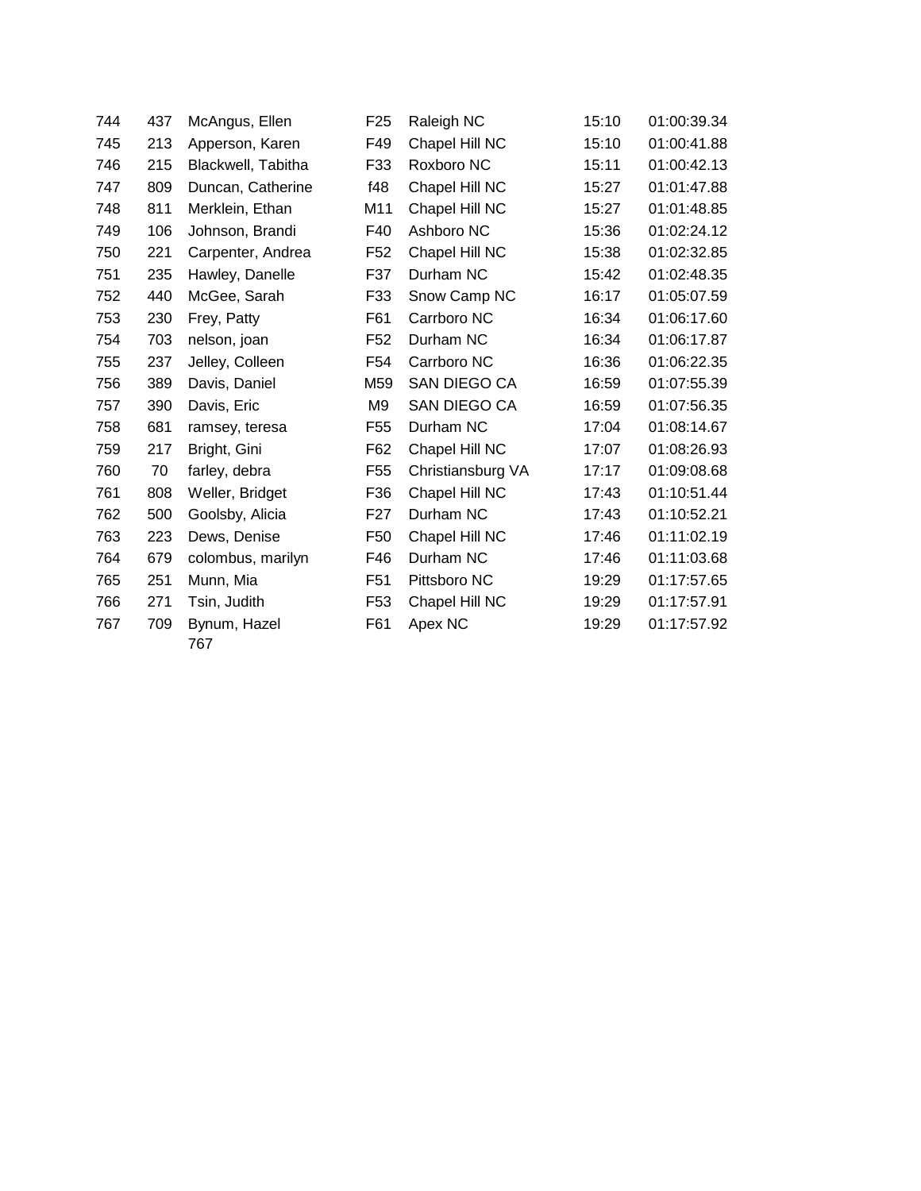| | | | | | | |
|---|---|---|---|---|---|---|
| 744 | 437 | McAngus, Ellen | F25 | Raleigh NC | 15:10 | 01:00:39.34 |
| 745 | 213 | Apperson, Karen | F49 | Chapel Hill NC | 15:10 | 01:00:41.88 |
| 746 | 215 | Blackwell, Tabitha | F33 | Roxboro NC | 15:11 | 01:00:42.13 |
| 747 | 809 | Duncan, Catherine | f48 | Chapel Hill NC | 15:27 | 01:01:47.88 |
| 748 | 811 | Merklein, Ethan | M11 | Chapel Hill NC | 15:27 | 01:01:48.85 |
| 749 | 106 | Johnson, Brandi | F40 | Ashboro NC | 15:36 | 01:02:24.12 |
| 750 | 221 | Carpenter, Andrea | F52 | Chapel Hill NC | 15:38 | 01:02:32.85 |
| 751 | 235 | Hawley, Danelle | F37 | Durham NC | 15:42 | 01:02:48.35 |
| 752 | 440 | McGee, Sarah | F33 | Snow Camp NC | 16:17 | 01:05:07.59 |
| 753 | 230 | Frey, Patty | F61 | Carrboro NC | 16:34 | 01:06:17.60 |
| 754 | 703 | nelson, joan | F52 | Durham NC | 16:34 | 01:06:17.87 |
| 755 | 237 | Jelley, Colleen | F54 | Carrboro NC | 16:36 | 01:06:22.35 |
| 756 | 389 | Davis, Daniel | M59 | SAN DIEGO CA | 16:59 | 01:07:55.39 |
| 757 | 390 | Davis, Eric | M9 | SAN DIEGO CA | 16:59 | 01:07:56.35 |
| 758 | 681 | ramsey, teresa | F55 | Durham NC | 17:04 | 01:08:14.67 |
| 759 | 217 | Bright, Gini | F62 | Chapel Hill NC | 17:07 | 01:08:26.93 |
| 760 | 70 | farley, debra | F55 | Christiansburg VA | 17:17 | 01:09:08.68 |
| 761 | 808 | Weller, Bridget | F36 | Chapel Hill NC | 17:43 | 01:10:51.44 |
| 762 | 500 | Goolsby, Alicia | F27 | Durham NC | 17:43 | 01:10:52.21 |
| 763 | 223 | Dews, Denise | F50 | Chapel Hill NC | 17:46 | 01:11:02.19 |
| 764 | 679 | colombus, marilyn | F46 | Durham NC | 17:46 | 01:11:03.68 |
| 765 | 251 | Munn, Mia | F51 | Pittsboro NC | 19:29 | 01:17:57.65 |
| 766 | 271 | Tsin, Judith | F53 | Chapel Hill NC | 19:29 | 01:17:57.91 |
| 767 | 709 | Bynum, Hazel | F61 | Apex NC | 19:29 | 01:17:57.92 |
| | | 767 | | | | |